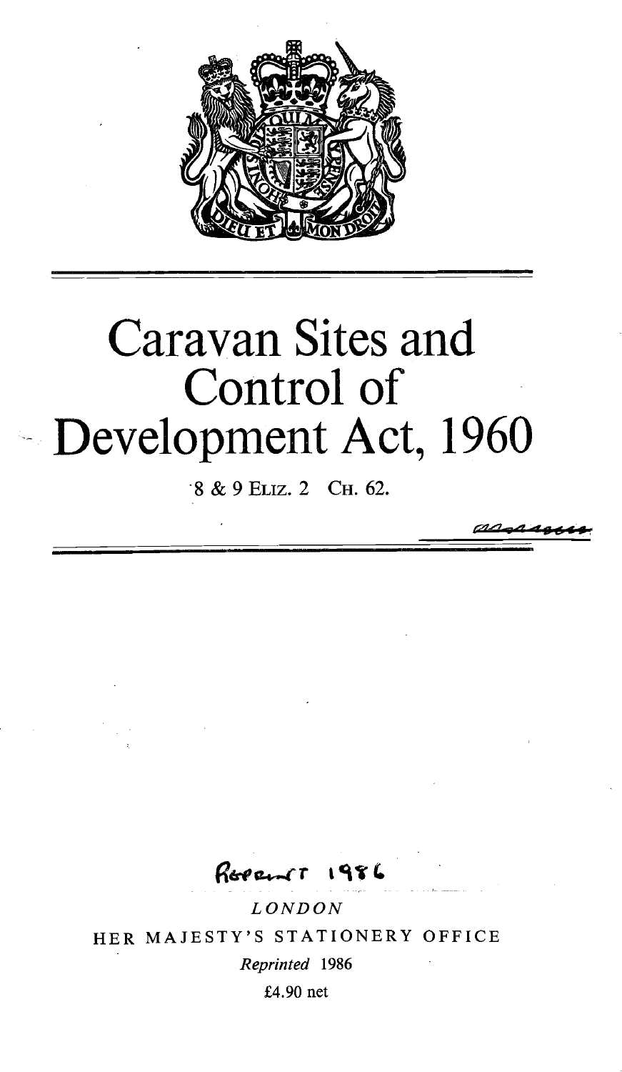# Caravan Sites and Control of Development Act, 1960

8 & 9 ELIZ. 2 CH. 62.

Reprint 1986

*LONDON*

HER MAJESTY'S STATIONERY OFFICE

*Reprinted* 1986

£4.90 net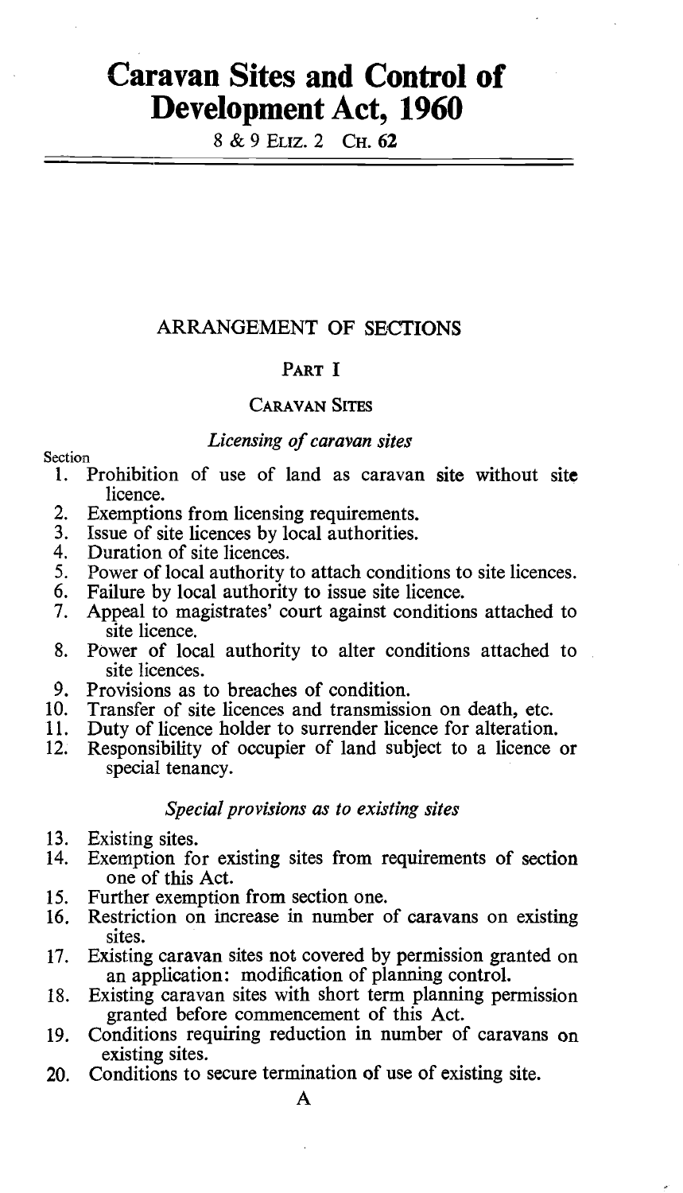# Caravan Sites and Control of Development Act, 1960

8 & 9 Eliz. 2 Ch. 62

## ARRANGEMENT OF SECTIONS

### Part I

### Caravan Sites

*Licensing of caravan sites*

Section

1. Prohibition of use of land as caravan site without site licence.
2. Exemptions from licensing requirements.
3. Issue of site licences by local authorities.
4. Duration of site licences.
5. Power of local authority to attach conditions to site licences.
6. Failure by local authority to issue site licence.
7. Appeal to magistrates' court against conditions attached to site licence.
8. Power of local authority to alter conditions attached to site licences.
9. Provisions as to breaches of condition.
10. Transfer of site licences and transmission on death, etc.
11. Duty of licence holder to surrender licence for alteration.
12. Responsibility of occupier of land subject to a licence or special tenancy.

*Special provisions as to existing sites*

13. Existing sites.
14. Exemption for existing sites from requirements of section one of this Act.
15. Further exemption from section one.
16. Restriction on increase in number of caravans on existing sites.
17. Existing caravan sites not covered by permission granted on an application: modification of planning control.
18. Existing caravan sites with short term planning permission granted before commencement of this Act.
19. Conditions requiring reduction in number of caravans on existing sites.
20. Conditions to secure termination of use of existing site.

A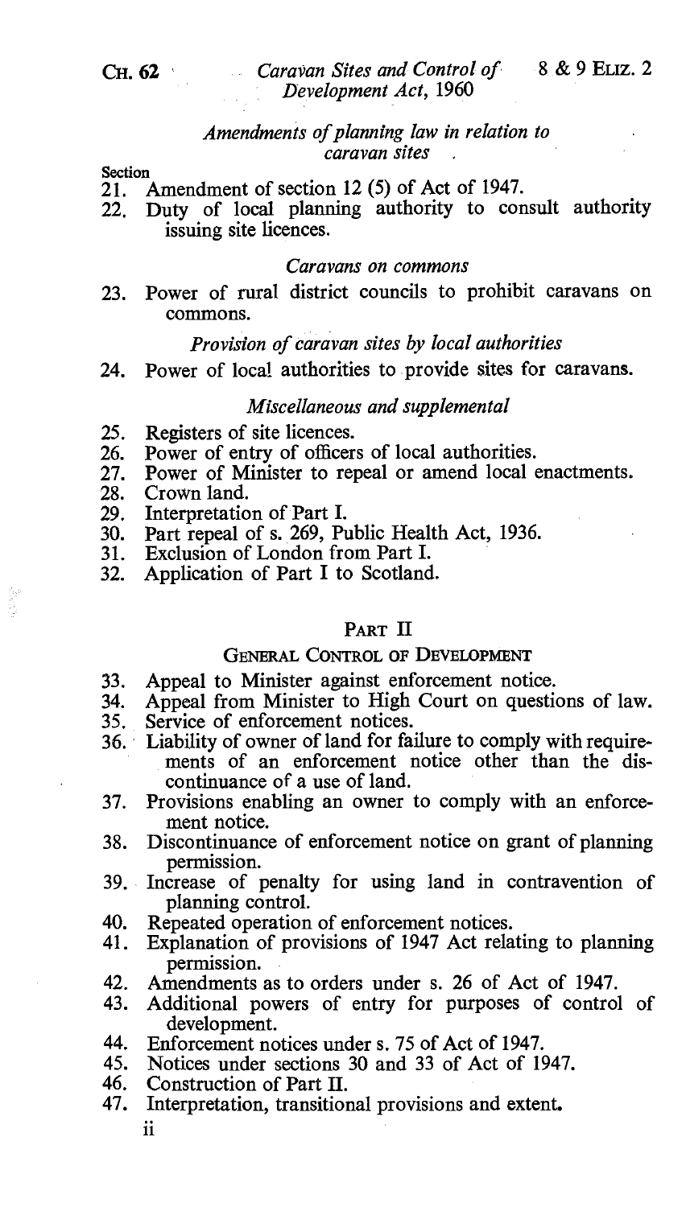*Amendments of planning law in relation to caravan sites*

Section

21. Amendment of section 12 (5) of Act of 1947.
22. Duty of local planning authority to consult authority issuing site licences.

*Caravans on commons*

23. Power of rural district councils to prohibit caravans on commons.

*Provision of caravan sites by local authorities*

24. Power of local authorities to provide sites for caravans.

*Miscellaneous and supplemental*

25. Registers of site licences.
26. Power of entry of officers of local authorities.
27. Power of Minister to repeal or amend local enactments.
28. Crown land.
29. Interpretation of Part I.
30. Part repeal of s. 269, Public Health Act, 1936.
31. Exclusion of London from Part I.
32. Application of Part I to Scotland.

## PART II

### GENERAL CONTROL OF DEVELOPMENT

33. Appeal to Minister against enforcement notice.
34. Appeal from Minister to High Court on questions of law.
35. Service of enforcement notices.
36. Liability of owner of land for failure to comply with requirements of an enforcement notice other than the discontinuance of a use of land.
37. Provisions enabling an owner to comply with an enforcement notice.
38. Discontinuance of enforcement notice on grant of planning permission.
39. Increase of penalty for using land in contravention of planning control.
40. Repeated operation of enforcement notices.
41. Explanation of provisions of 1947 Act relating to planning permission.
42. Amendments as to orders under s. 26 of Act of 1947.
43. Additional powers of entry for purposes of control of development.
44. Enforcement notices under s. 75 of Act of 1947.
45. Notices under sections 30 and 33 of Act of 1947.
46. Construction of Part II.
47. Interpretation, transitional provisions and extent.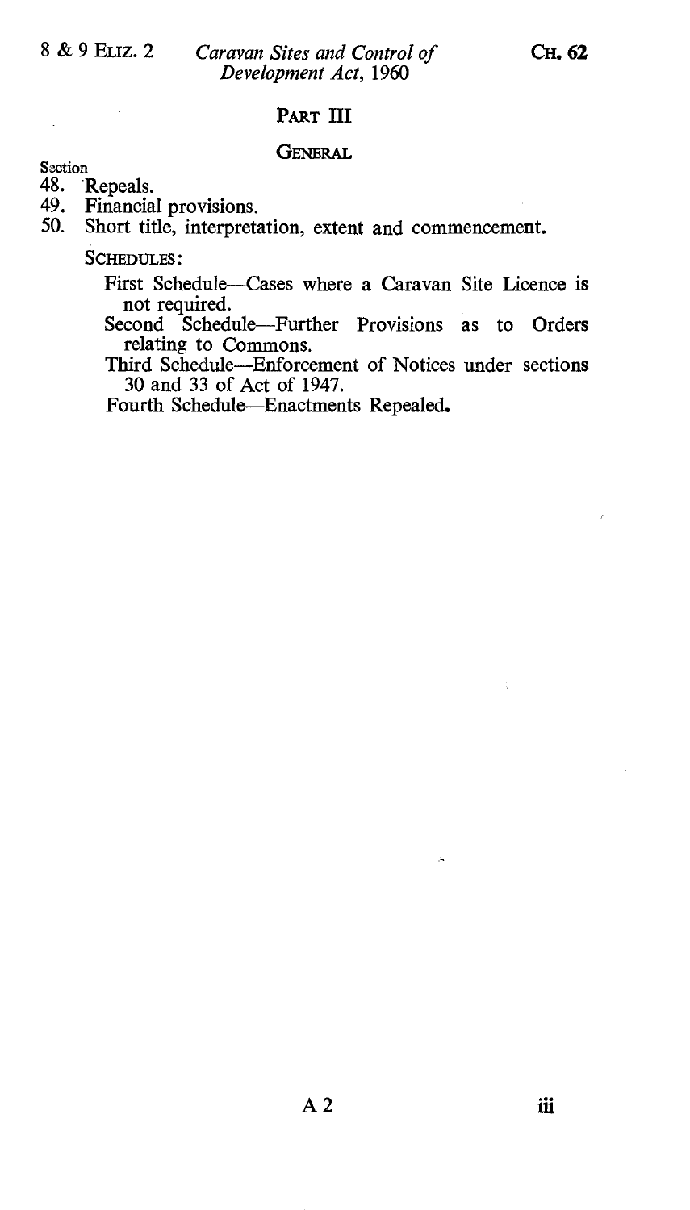## PART III

### GENERAL

Section

48. Repeals.
49. Financial provisions.
50. Short title, interpretation, extent and commencement.

SCHEDULES:

First Schedule—Cases where a Caravan Site Licence is not required.

Second Schedule—Further Provisions as to Orders relating to Commons.

Third Schedule—Enforcement of Notices under sections 30 and 33 of Act of 1947.

Fourth Schedule—Enactments Repealed.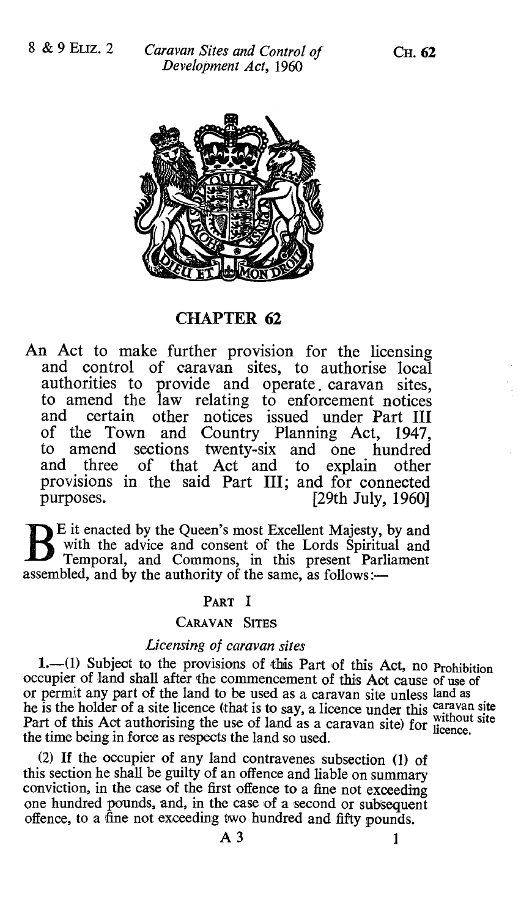# CHAPTER 62

An Act to make further provision for the licensing and control of caravan sites, to authorise local authorities to provide and operate caravan sites, to amend the law relating to enforcement notices and certain other notices issued under Part III of the Town and Country Planning Act, 1947, to amend sections twenty-six and one hundred and three of that Act and to explain other provisions in the said Part III; and for connected purposes. [29th July, 1960]

BE it enacted by the Queen's most Excellent Majesty, by and with the advice and consent of the Lords Spiritual and Temporal, and Commons, in this present Parliament assembled, and by the authority of the same, as follows:—

## PART I

### CARAVAN SITES

#### *Licensing of caravan sites*

**1.**—(1) Subject to the provisions of this Part of this Act, no occupier of land shall after the commencement of this Act cause or permit any part of the land to be used as a caravan site unless he is the holder of a site licence (that is to say, a licence under this Part of this Act authorising the use of land as a caravan site) for the time being in force as respects the land so used.

Prohibition of use of land as caravan site without site licence.

(2) If the occupier of any land contravenes subsection (1) of this section he shall be guilty of an offence and liable on summary conviction, in the case of the first offence to a fine not exceeding one hundred pounds, and, in the case of a second or subsequent offence, to a fine not exceeding two hundred and fifty pounds.

A 3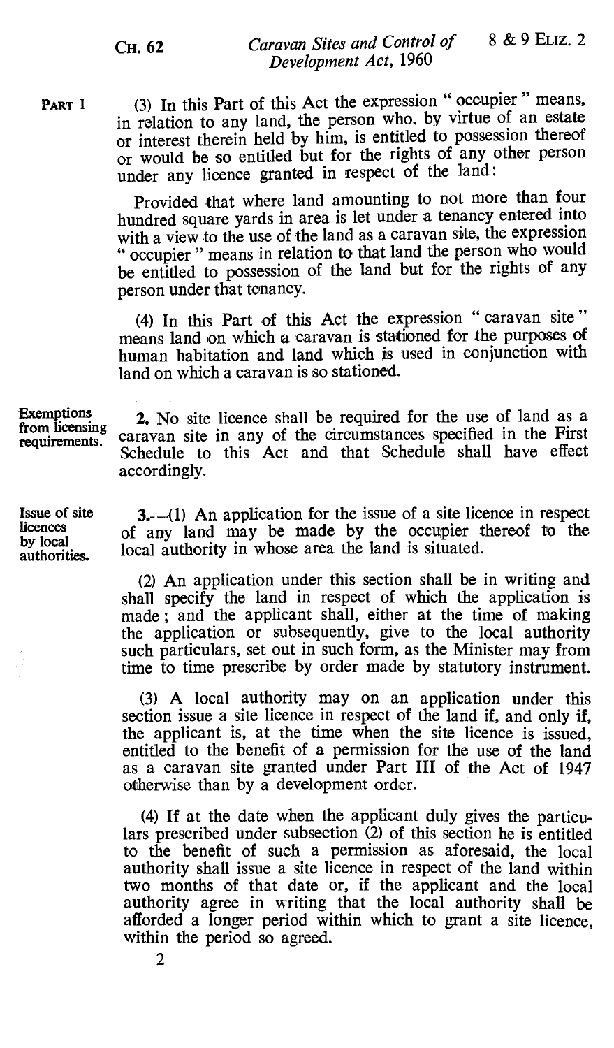PART I

(3) In this Part of this Act the expression " occupier " means, in relation to any land, the person who, by virtue of an estate or interest therein held by him, is entitled to possession thereof or would be so entitled but for the rights of any other person under any licence granted in respect of the land:

Provided that where land amounting to not more than four hundred square yards in area is let under a tenancy entered into with a view to the use of the land as a caravan site, the expression " occupier " means in relation to that land the person who would be entitled to possession of the land but for the rights of any person under that tenancy.

(4) In this Part of this Act the expression " caravan site " means land on which a caravan is stationed for the purposes of human habitation and land which is used in conjunction with land on which a caravan is so stationed.

Exemptions from licensing requirements.

**2.** No site licence shall be required for the use of land as a caravan site in any of the circumstances specified in the First Schedule to this Act and that Schedule shall have effect accordingly.

Issue of site licences by local authorities.

**3.**—(1) An application for the issue of a site licence in respect of any land may be made by the occupier thereof to the local authority in whose area the land is situated.

(2) An application under this section shall be in writing and shall specify the land in respect of which the application is made; and the applicant shall, either at the time of making the application or subsequently, give to the local authority such particulars, set out in such form, as the Minister may from time to time prescribe by order made by statutory instrument.

(3) A local authority may on an application under this section issue a site licence in respect of the land if, and only if, the applicant is, at the time when the site licence is issued, entitled to the benefit of a permission for the use of the land as a caravan site granted under Part III of the Act of 1947 otherwise than by a development order.

(4) If at the date when the applicant duly gives the particulars prescribed under subsection (2) of this section he is entitled to the benefit of such a permission as aforesaid, the local authority shall issue a site licence in respect of the land within two months of that date or, if the applicant and the local authority agree in writing that the local authority shall be afforded a longer period within which to grant a site licence, within the period so agreed.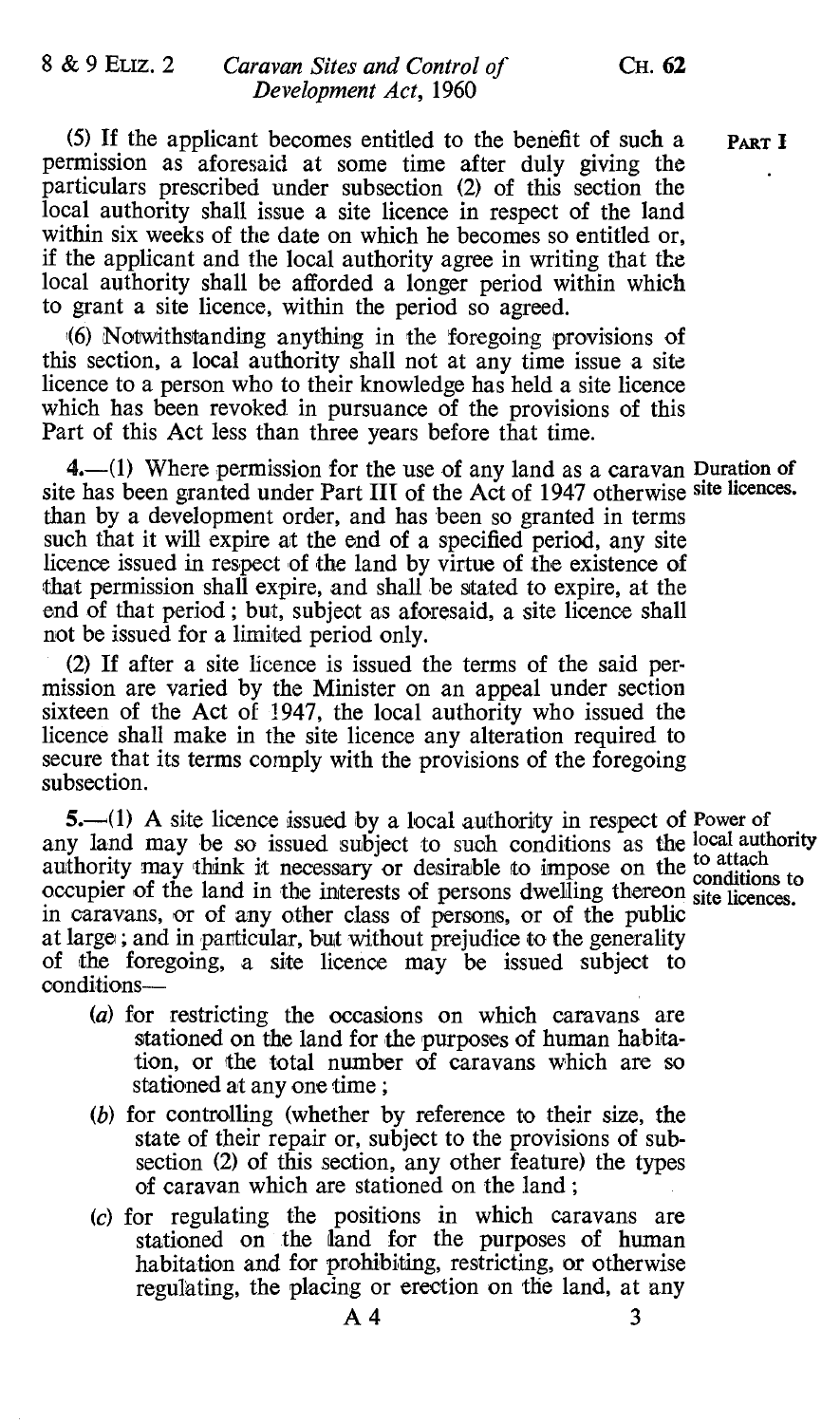(5) If the applicant becomes entitled to the benefit of such a permission as aforesaid at some time after duly giving the particulars prescribed under subsection (2) of this section the local authority shall issue a site licence in respect of the land within six weeks of the date on which he becomes so entitled or, if the applicant and the local authority agree in writing that the local authority shall be afforded a longer period within which to grant a site licence, within the period so agreed.

(6) Notwithstanding anything in the foregoing provisions of this section, a local authority shall not at any time issue a site licence to a person who to their knowledge has held a site licence which has been revoked in pursuance of the provisions of this Part of this Act less than three years before that time.

**Duration of site licences.**

4.—(1) Where permission for the use of any land as a caravan site has been granted under Part III of the Act of 1947 otherwise than by a development order, and has been so granted in terms such that it will expire at the end of a specified period, any site licence issued in respect of the land by virtue of the existence of that permission shall expire, and shall be stated to expire, at the end of that period; but, subject as aforesaid, a site licence shall not be issued for a limited period only.

(2) If after a site licence is issued the terms of the said permission are varied by the Minister on an appeal under section sixteen of the Act of 1947, the local authority who issued the licence shall make in the site licence any alteration required to secure that its terms comply with the provisions of the foregoing subsection.

**Power of local authority to attach conditions to site licences.**

5.—(1) A site licence issued by a local authority in respect of any land may be so issued subject to such conditions as the authority may think it necessary or desirable to impose on the occupier of the land in the interests of persons dwelling thereon in caravans, or of any other class of persons, or of the public at large; and in particular, but without prejudice to the generality of the foregoing, a site licence may be issued subject to conditions—

(a) for restricting the occasions on which caravans are stationed on the land for the purposes of human habitation, or the total number of caravans which are so stationed at any one time;

(b) for controlling (whether by reference to their size, the state of their repair or, subject to the provisions of subsection (2) of this section, any other feature) the types of caravan which are stationed on the land;

(c) for regulating the positions in which caravans are stationed on the land for the purposes of human habitation and for prohibiting, restricting, or otherwise regulating, the placing or erection on the land, at any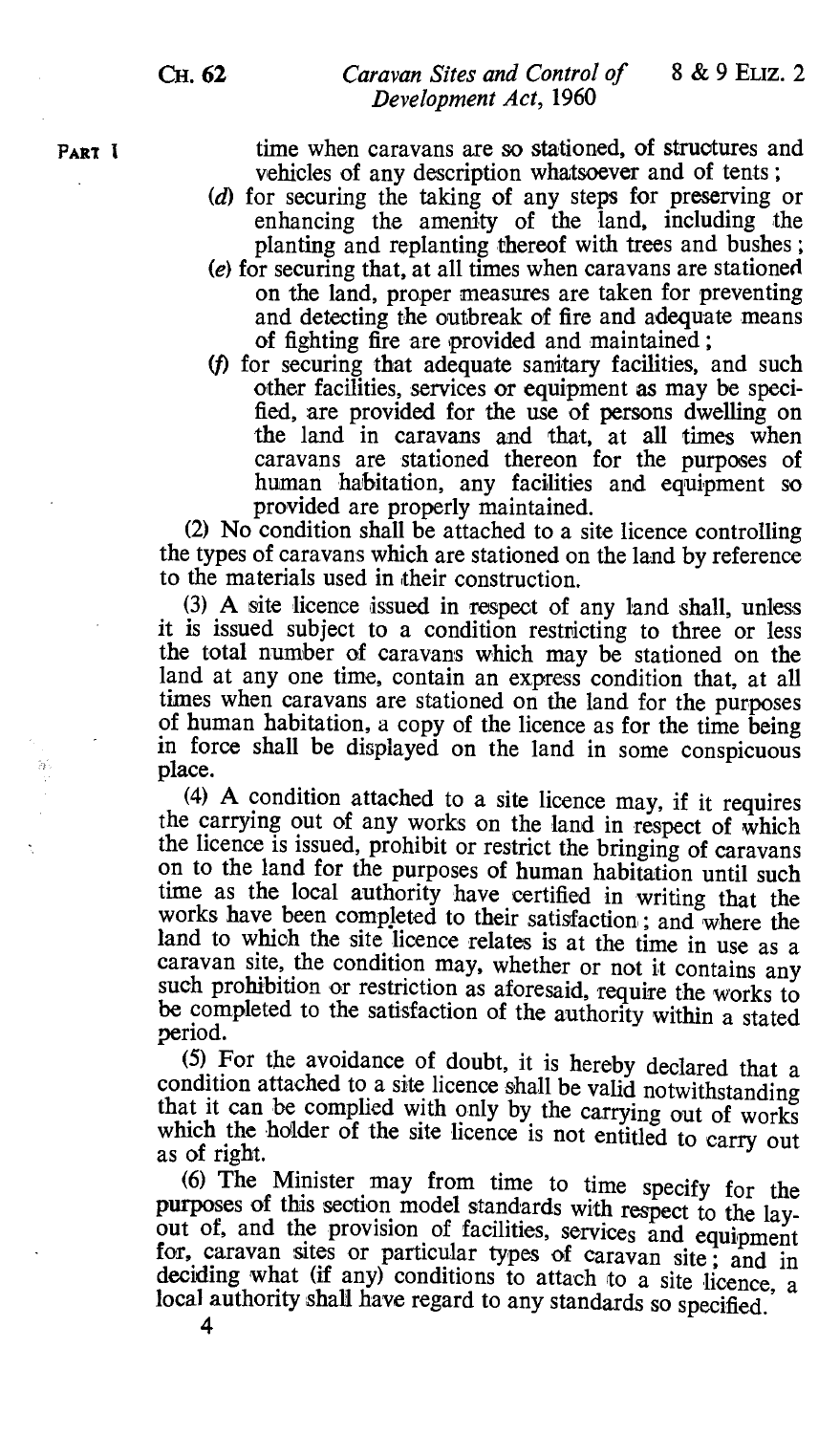time when caravans are so stationed, of structures and vehicles of any description whatsoever and of tents;

(d) for securing the taking of any steps for preserving or enhancing the amenity of the land, including the planting and replanting thereof with trees and bushes;

(e) for securing that, at all times when caravans are stationed on the land, proper measures are taken for preventing and detecting the outbreak of fire and adequate means of fighting fire are provided and maintained;

(f) for securing that adequate sanitary facilities, and such other facilities, services or equipment as may be specified, are provided for the use of persons dwelling on the land in caravans and that, at all times when caravans are stationed thereon for the purposes of human habitation, any facilities and equipment so provided are properly maintained.

(2) No condition shall be attached to a site licence controlling the types of caravans which are stationed on the land by reference to the materials used in their construction.

(3) A site licence issued in respect of any land shall, unless it is issued subject to a condition restricting to three or less the total number of caravans which may be stationed on the land at any one time, contain an express condition that, at all times when caravans are stationed on the land for the purposes of human habitation, a copy of the licence as for the time being in force shall be displayed on the land in some conspicuous place.

(4) A condition attached to a site licence may, if it requires the carrying out of any works on the land in respect of which the licence is issued, prohibit or restrict the bringing of caravans on to the land for the purposes of human habitation until such time as the local authority have certified in writing that the works have been completed to their satisfaction; and where the land to which the site licence relates is at the time in use as a caravan site, the condition may, whether or not it contains any such prohibition or restriction as aforesaid, require the works to be completed to the satisfaction of the authority within a stated period.

(5) For the avoidance of doubt, it is hereby declared that a condition attached to a site licence shall be valid notwithstanding that it can be complied with only by the carrying out of works which the holder of the site licence is not entitled to carry out as of right.

(6) The Minister may from time to time specify for the purposes of this section model standards with respect to the lay-out of, and the provision of facilities, services and equipment for, caravan sites or particular types of caravan site; and in deciding what (if any) conditions to attach to a site licence, a local authority shall have regard to any standards so specified.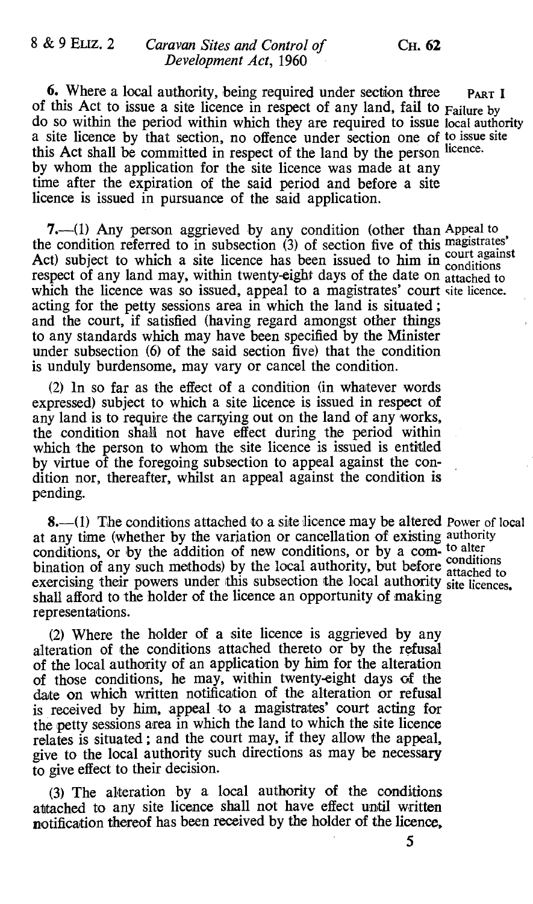**6.** Where a local authority, being required under section three of this Act to issue a site licence in respect of any land, fail to do so within the period within which they are required to issue a site licence by that section, no offence under section one of this Act shall be committed in respect of the land by the person by whom the application for the site licence was made at any time after the expiration of the said period and before a site licence is issued in pursuance of the said application.

*Failure by local authority to issue site licence.*

**7.**—(1) Any person aggrieved by any condition (other than the condition referred to in subsection (3) of section five of this Act) subject to which a site licence has been issued to him in respect of any land may, within twenty-eight days of the date on which the licence was so issued, appeal to a magistrates' court acting for the petty sessions area in which the land is situated; and the court, if satisfied (having regard amongst other things to any standards which may have been specified by the Minister under subsection (6) of the said section five) that the condition is unduly burdensome, may vary or cancel the condition.

*Appeal to magistrates' court against conditions attached to site licence.*

(2) In so far as the effect of a condition (in whatever words expressed) subject to which a site licence is issued in respect of any land is to require the carrying out on the land of any works, the condition shall not have effect during the period within which the person to whom the site licence is issued is entitled by virtue of the foregoing subsection to appeal against the condition nor, thereafter, whilst an appeal against the condition is pending.

**8.**—(1) The conditions attached to a site licence may be altered at any time (whether by the variation or cancellation of existing conditions, or by the addition of new conditions, or by a combination of any such methods) by the local authority, but before exercising their powers under this subsection the local authority shall afford to the holder of the licence an opportunity of making representations.

*Power of local authority to alter conditions attached to site licences.*

(2) Where the holder of a site licence is aggrieved by any alteration of the conditions attached thereto or by the refusal of the local authority of an application by him for the alteration of those conditions, he may, within twenty-eight days of the date on which written notification of the alteration or refusal is received by him, appeal to a magistrates' court acting for the petty sessions area in which the land to which the site licence relates is situated; and the court may, if they allow the appeal, give to the local authority such directions as may be necessary to give effect to their decision.

(3) The alteration by a local authority of the conditions attached to any site licence shall not have effect until written notification thereof has been received by the holder of the licence,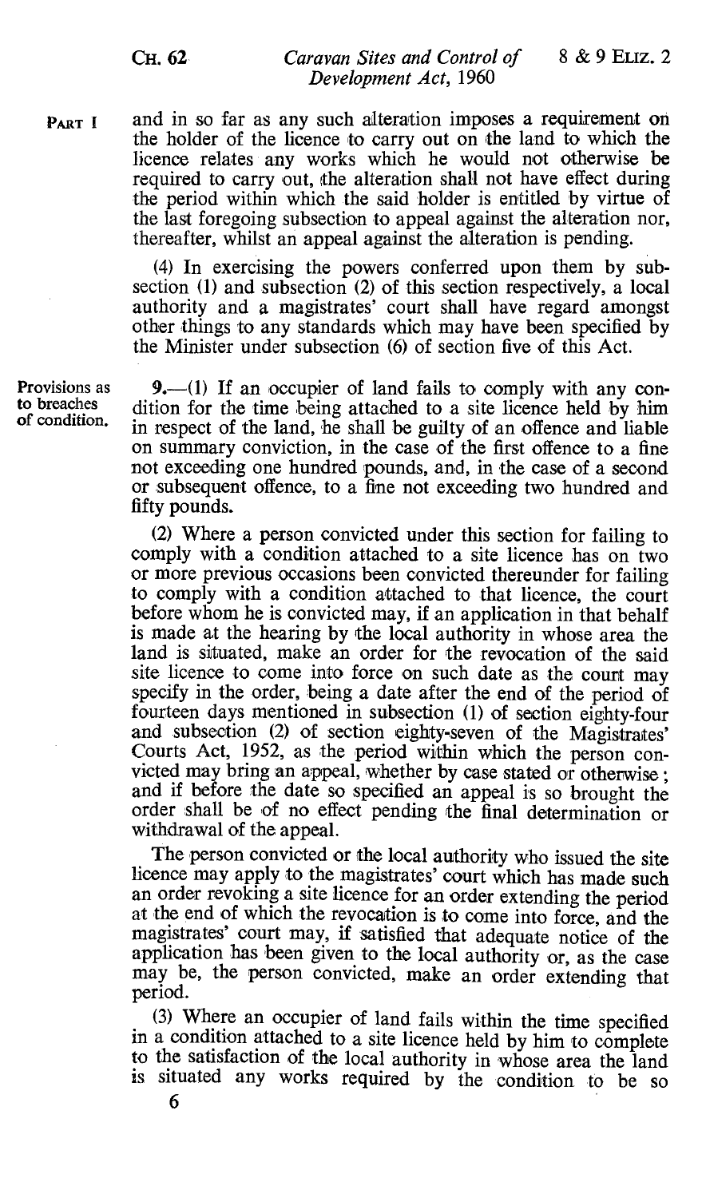and in so far as any such alteration imposes a requirement on the holder of the licence to carry out on the land to which the licence relates any works which he would not otherwise be required to carry out, the alteration shall not have effect during the period within which the said holder is entitled by virtue of the last foregoing subsection to appeal against the alteration nor, thereafter, whilst an appeal against the alteration is pending.

(4) In exercising the powers conferred upon them by subsection (1) and subsection (2) of this section respectively, a local authority and a magistrates' court shall have regard amongst other things to any standards which may have been specified by the Minister under subsection (6) of section five of this Act.

**Provisions as to breaches of condition.**

9.—(1) If an occupier of land fails to comply with any condition for the time being attached to a site licence held by him in respect of the land, he shall be guilty of an offence and liable on summary conviction, in the case of the first offence to a fine not exceeding one hundred pounds, and, in the case of a second or subsequent offence, to a fine not exceeding two hundred and fifty pounds.

(2) Where a person convicted under this section for failing to comply with a condition attached to a site licence has on two or more previous occasions been convicted thereunder for failing to comply with a condition attached to that licence, the court before whom he is convicted may, if an application in that behalf is made at the hearing by the local authority in whose area the land is situated, make an order for the revocation of the said site licence to come into force on such date as the court may specify in the order, being a date after the end of the period of fourteen days mentioned in subsection (1) of section eighty-four and subsection (2) of section eighty-seven of the Magistrates' Courts Act, 1952, as the period within which the person convicted may bring an appeal, whether by case stated or otherwise; and if before the date so specified an appeal is so brought the order shall be of no effect pending the final determination or withdrawal of the appeal.

The person convicted or the local authority who issued the site licence may apply to the magistrates' court which has made such an order revoking a site licence for an order extending the period at the end of which the revocation is to come into force, and the magistrates' court may, if satisfied that adequate notice of the application has been given to the local authority or, as the case may be, the person convicted, make an order extending that period.

(3) Where an occupier of land fails within the time specified in a condition attached to a site licence held by him to complete to the satisfaction of the local authority in whose area the land is situated any works required by the condition to be so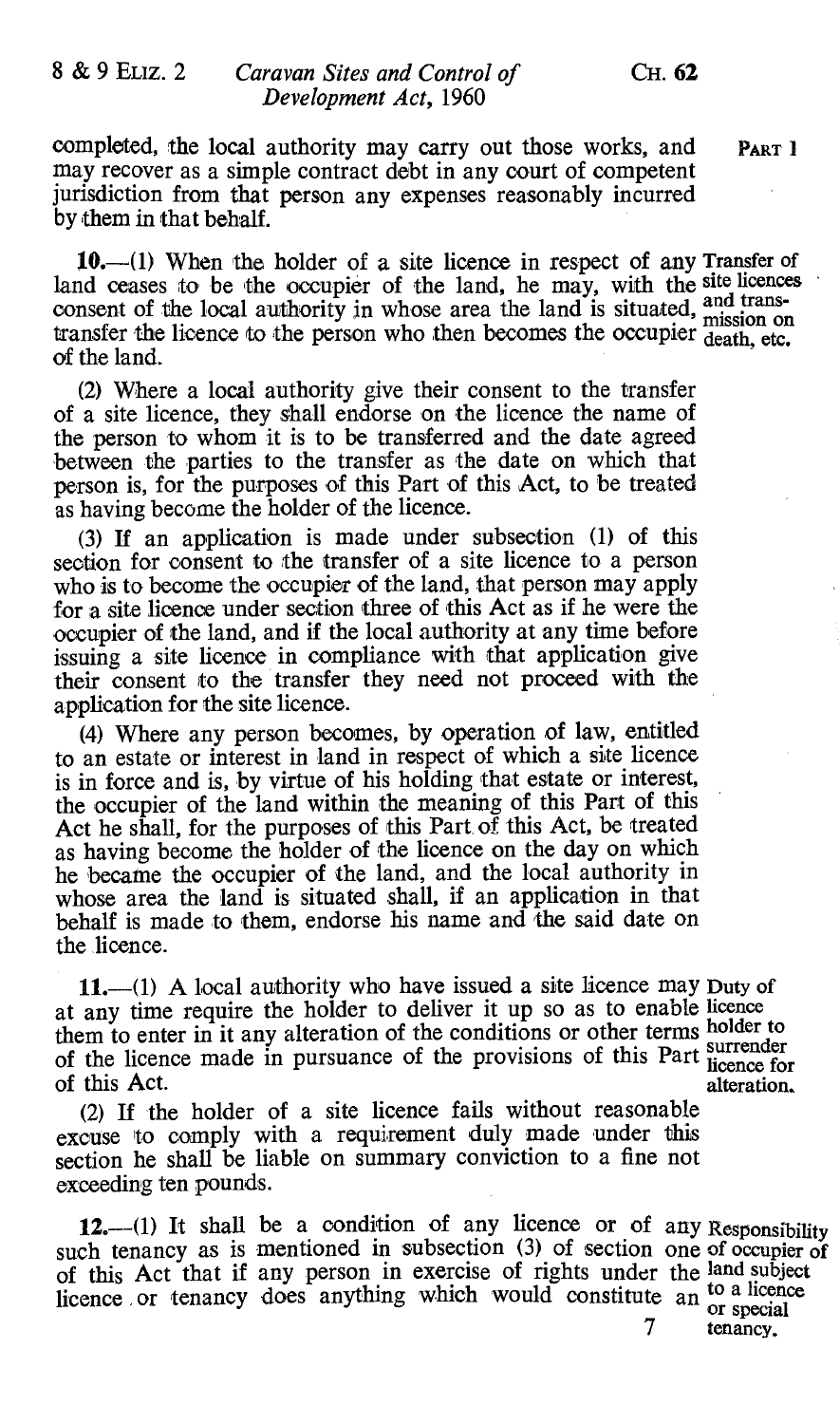completed, the local authority may carry out those works, and may recover as a simple contract debt in any court of competent jurisdiction from that person any expenses reasonably incurred by them in that behalf.

**Transfer of site licences and transmission on death, etc.**

**10.**—(1) When the holder of a site licence in respect of any land ceases to be the occupier of the land, he may, with the consent of the local authority in whose area the land is situated, transfer the licence to the person who then becomes the occupier of the land.

(2) Where a local authority give their consent to the transfer of a site licence, they shall endorse on the licence the name of the person to whom it is to be transferred and the date agreed between the parties to the transfer as the date on which that person is, for the purposes of this Part of this Act, to be treated as having become the holder of the licence.

(3) If an application is made under subsection (1) of this section for consent to the transfer of a site licence to a person who is to become the occupier of the land, that person may apply for a site licence under section three of this Act as if he were the occupier of the land, and if the local authority at any time before issuing a site licence in compliance with that application give their consent to the transfer they need not proceed with the application for the site licence.

(4) Where any person becomes, by operation of law, entitled to an estate or interest in land in respect of which a site licence is in force and is, by virtue of his holding that estate or interest, the occupier of the land within the meaning of this Part of this Act he shall, for the purposes of this Part of this Act, be treated as having become the holder of the licence on the day on which he became the occupier of the land, and the local authority in whose area the land is situated shall, if an application in that behalf is made to them, endorse his name and the said date on the licence.

**Duty of licence holder to surrender licence for alteration.**

**11.**—(1) A local authority who have issued a site licence may at any time require the holder to deliver it up so as to enable them to enter in it any alteration of the conditions or other terms of the licence made in pursuance of the provisions of this Part of this Act.

(2) If the holder of a site licence fails without reasonable excuse to comply with a requirement duly made under this section he shall be liable on summary conviction to a fine not exceeding ten pounds.

**Responsibility of occupier of land subject to a licence or special tenancy.**

**12.**—(1) It shall be a condition of any licence or of any such tenancy as is mentioned in subsection (3) of section one of this Act that if any person in exercise of rights under the licence or tenancy does anything which would constitute an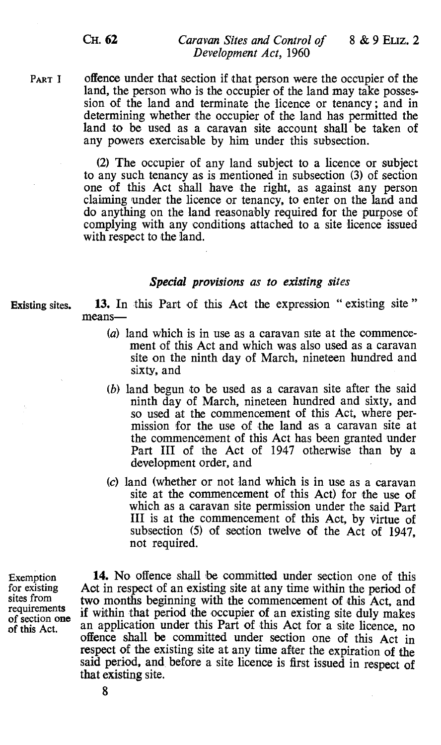PART I

offence under that section if that person were the occupier of the land, the person who is the occupier of the land may take possession of the land and terminate the licence or tenancy; and in determining whether the occupier of the land has permitted the land to be used as a caravan site account shall be taken of any powers exercisable by him under this subsection.

(2) The occupier of any land subject to a licence or subject to any such tenancy as is mentioned in subsection (3) of section one of this Act shall have the right, as against any person claiming under the licence or tenancy, to enter on the land and do anything on the land reasonably required for the purpose of complying with any conditions attached to a site licence issued with respect to the land.

### *Special provisions as to existing sites*

Existing sites.

**13.** In this Part of this Act the expression " existing site " means—

(*a*) land which is in use as a caravan site at the commencement of this Act and which was also used as a caravan site on the ninth day of March, nineteen hundred and sixty, and

(*b*) land begun to be used as a caravan site after the said ninth day of March, nineteen hundred and sixty, and so used at the commencement of this Act, where permission for the use of the land as a caravan site at the commencement of this Act has been granted under Part III of the Act of 1947 otherwise than by a development order, and

(*c*) land (whether or not land which is in use as a caravan site at the commencement of this Act) for the use of which as a caravan site permission under the said Part III is at the commencement of this Act, by virtue of subsection (5) of section twelve of the Act of 1947, not required.

Exemption for existing sites from requirements of section one of this Act.

**14.** No offence shall be committed under section one of this Act in respect of an existing site at any time within the period of two months beginning with the commencement of this Act, and if within that period the occupier of an existing site duly makes an application under this Part of this Act for a site licence, no offence shall be committed under section one of this Act in respect of the existing site at any time after the expiration of the said period, and before a site licence is first issued in respect of that existing site.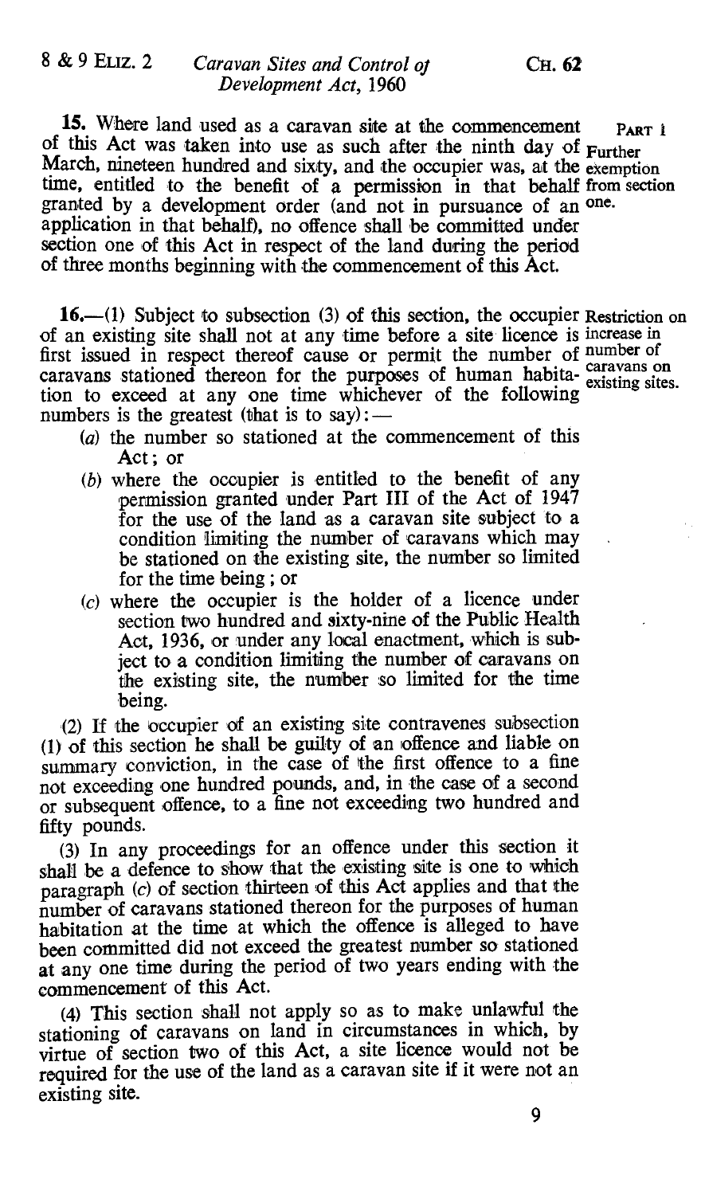**15.** Where land used as a caravan site at the commencement of this Act was taken into use as such after the ninth day of March, nineteen hundred and sixty, and the occupier was, at the time, entitled to the benefit of a permission in that behalf granted by a development order (and not in pursuance of an application in that behalf), no offence shall be committed under section one of this Act in respect of the land during the period of three months beginning with the commencement of this Act.

*Further exemption from section one.*

**16.**—(1) Subject to subsection (3) of this section, the occupier of an existing site shall not at any time before a site licence is first issued in respect thereof cause or permit the number of caravans stationed thereon for the purposes of human habitation to exceed at any one time whichever of the following numbers is the greatest (that is to say):—

*Restriction on increase in number of caravans on existing sites.*

(*a*) the number so stationed at the commencement of this Act; or

(*b*) where the occupier is entitled to the benefit of any permission granted under Part III of the Act of 1947 for the use of the land as a caravan site subject to a condition limiting the number of caravans which may be stationed on the existing site, the number so limited for the time being; or

(*c*) where the occupier is the holder of a licence under section two hundred and sixty-nine of the Public Health Act, 1936, or under any local enactment, which is subject to a condition limiting the number of caravans on the existing site, the number so limited for the time being.

(2) If the occupier of an existing site contravenes subsection (1) of this section he shall be guilty of an offence and liable on summary conviction, in the case of the first offence to a fine not exceeding one hundred pounds, and, in the case of a second or subsequent offence, to a fine not exceeding two hundred and fifty pounds.

(3) In any proceedings for an offence under this section it shall be a defence to show that the existing site is one to which paragraph (*c*) of section thirteen of this Act applies and that the number of caravans stationed thereon for the purposes of human habitation at the time at which the offence is alleged to have been committed did not exceed the greatest number so stationed at any one time during the period of two years ending with the commencement of this Act.

(4) This section shall not apply so as to make unlawful the stationing of caravans on land in circumstances in which, by virtue of section two of this Act, a site licence would not be required for the use of the land as a caravan site if it were not an existing site.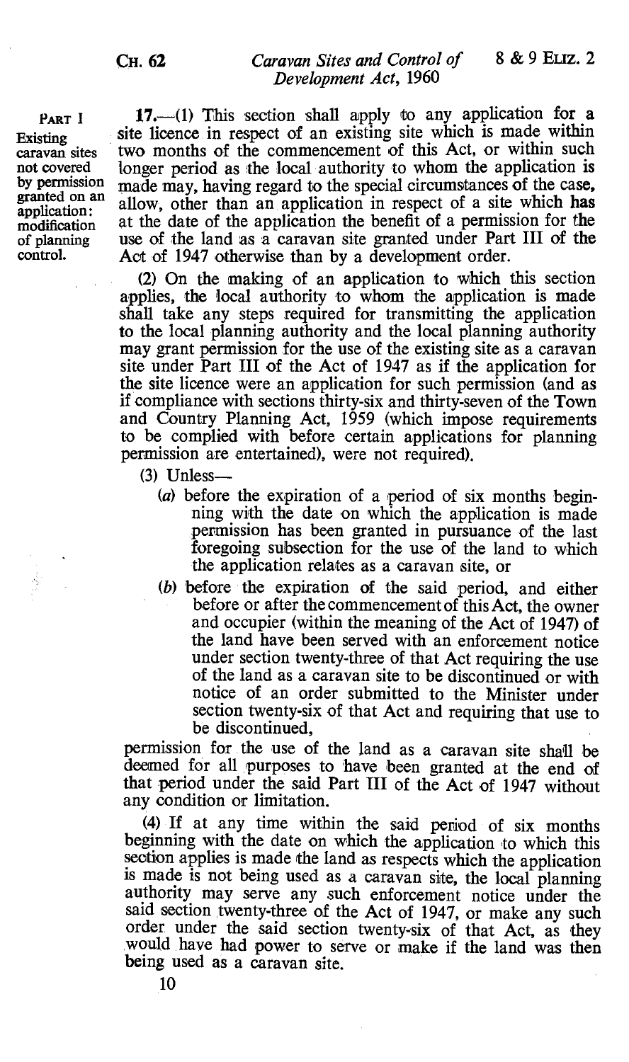PART I

**Existing caravan sites not covered by permission granted on an application: modification of planning control.**

17.—(1) This section shall apply to any application for a site licence in respect of an existing site which is made within two months of the commencement of this Act, or within such longer period as the local authority to whom the application is made may, having regard to the special circumstances of the case, allow, other than an application in respect of a site which has at the date of the application the benefit of a permission for the use of the land as a caravan site granted under Part III of the Act of 1947 otherwise than by a development order.

(2) On the making of an application to which this section applies, the local authority to whom the application is made shall take any steps required for transmitting the application to the local planning authority and the local planning authority may grant permission for the use of the existing site as a caravan site under Part III of the Act of 1947 as if the application for the site licence were an application for such permission (and as if compliance with sections thirty-six and thirty-seven of the Town and Country Planning Act, 1959 (which impose requirements to be complied with before certain applications for planning permission are entertained), were not required).

(3) Unless—

(*a*) before the expiration of a period of six months beginning with the date on which the application is made permission has been granted in pursuance of the last foregoing subsection for the use of the land to which the application relates as a caravan site, or

(*b*) before the expiration of the said period, and either before or after the commencement of this Act, the owner and occupier (within the meaning of the Act of 1947) of the land have been served with an enforcement notice under section twenty-three of that Act requiring the use of the land as a caravan site to be discontinued or with notice of an order submitted to the Minister under section twenty-six of that Act and requiring that use to be discontinued,

permission for the use of the land as a caravan site shall be deemed for all purposes to have been granted at the end of that period under the said Part III of the Act of 1947 without any condition or limitation.

(4) If at any time within the said period of six months beginning with the date on which the application to which this section applies is made the land as respects which the application is made is not being used as a caravan site, the local planning authority may serve any such enforcement notice under the said section twenty-three of the Act of 1947, or make any such order under the said section twenty-six of that Act, as they would have had power to serve or make if the land was then being used as a caravan site.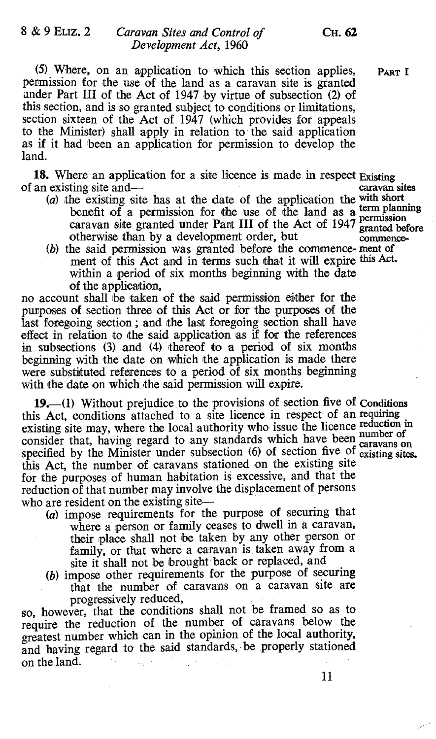(5) Where, on an application to which this section applies, permission for the use of the land as a caravan site is granted under Part III of the Act of 1947 by virtue of subsection (2) of this section, and is so granted subject to conditions or limitations, section sixteen of the Act of 1947 (which provides for appeals to the Minister) shall apply in relation to the said application as if it had been an application for permission to develop the land.

**Existing caravan sites with short term planning permission granted before commencement of this Act.**

**18.** Where an application for a site licence is made in respect of an existing site and—

(*a*) the existing site has at the date of the application the benefit of a permission for the use of the land as a caravan site granted under Part III of the Act of 1947 otherwise than by a development order, but

(*b*) the said permission was granted before the commencement of this Act and in terms such that it will expire within a period of six months beginning with the date of the application,

no account shall be taken of the said permission either for the purposes of section three of this Act or for the purposes of the last foregoing section; and the last foregoing section shall have effect in relation to the said application as if for the references in subsections (3) and (4) thereof to a period of six months beginning with the date on which the application is made there were substituted references to a period of six months beginning with the date on which the said permission will expire.

**Conditions requiring reduction in number of caravans on existing sites.**

**19.**—(1) Without prejudice to the provisions of section five of this Act, conditions attached to a site licence in respect of an existing site may, where the local authority who issue the licence consider that, having regard to any standards which have been specified by the Minister under subsection (6) of section five of this Act, the number of caravans stationed on the existing site for the purposes of human habitation is excessive, and that the reduction of that number may involve the displacement of persons who are resident on the existing site—

(*a*) impose requirements for the purpose of securing that where a person or family ceases to dwell in a caravan, their place shall not be taken by any other person or family, or that where a caravan is taken away from a site it shall not be brought back or replaced, and

(*b*) impose other requirements for the purpose of securing that the number of caravans on a caravan site are progressively reduced,

so, however, that the conditions shall not be framed so as to require the reduction of the number of caravans below the greatest number which can in the opinion of the local authority, and having regard to the said standards, be properly stationed on the land.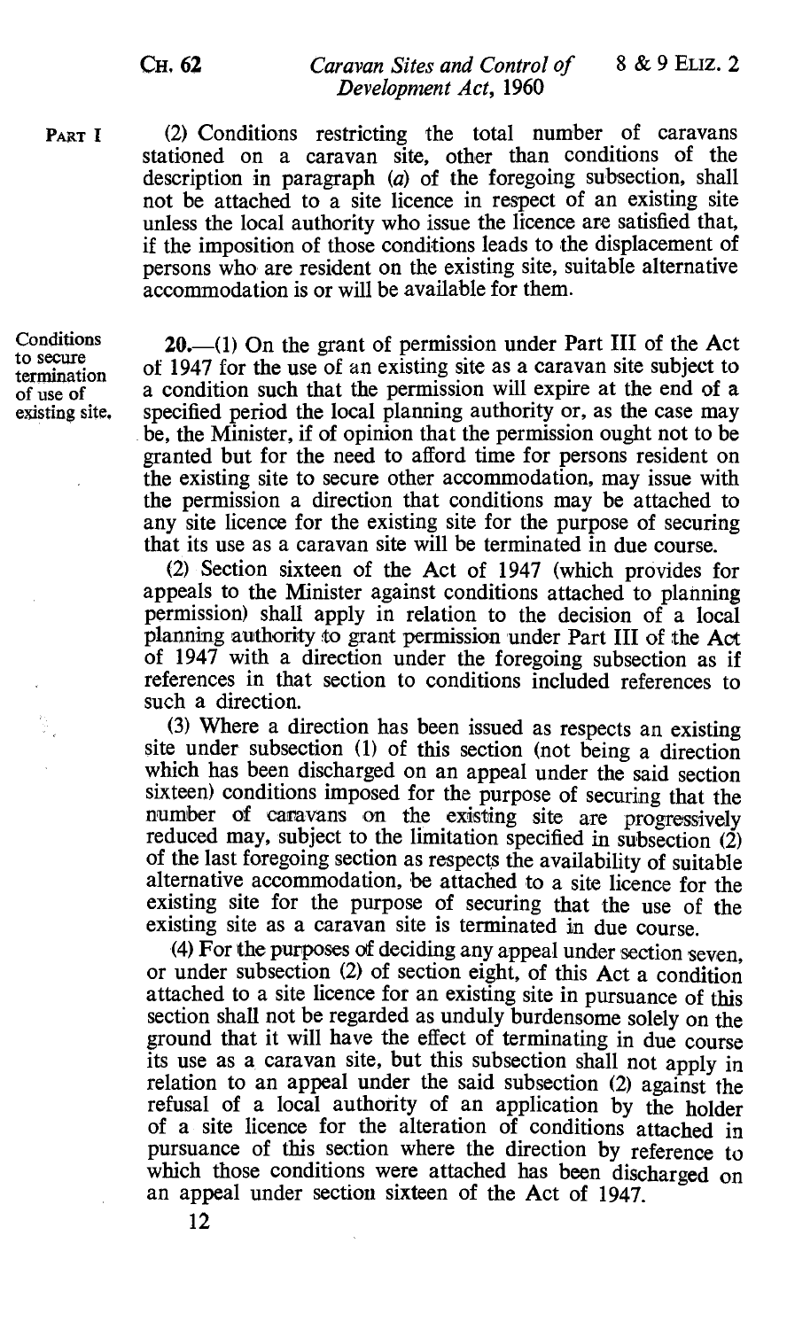PART I

(2) Conditions restricting the total number of caravans stationed on a caravan site, other than conditions of the description in paragraph (a) of the foregoing subsection, shall not be attached to a site licence in respect of an existing site unless the local authority who issue the licence are satisfied that, if the imposition of those conditions leads to the displacement of persons who are resident on the existing site, suitable alternative accommodation is or will be available for them.

Conditions to secure termination of use of existing site.

**20.**—(1) On the grant of permission under Part III of the Act of 1947 for the use of an existing site as a caravan site subject to a condition such that the permission will expire at the end of a specified period the local planning authority or, as the case may be, the Minister, if of opinion that the permission ought not to be granted but for the need to afford time for persons resident on the existing site to secure other accommodation, may issue with the permission a direction that conditions may be attached to any site licence for the existing site for the purpose of securing that its use as a caravan site will be terminated in due course.

(2) Section sixteen of the Act of 1947 (which provides for appeals to the Minister against conditions attached to planning permission) shall apply in relation to the decision of a local planning authority to grant permission under Part III of the Act of 1947 with a direction under the foregoing subsection as if references in that section to conditions included references to such a direction.

(3) Where a direction has been issued as respects an existing site under subsection (1) of this section (not being a direction which has been discharged on an appeal under the said section sixteen) conditions imposed for the purpose of securing that the number of caravans on the existing site are progressively reduced may, subject to the limitation specified in subsection (2) of the last foregoing section as respects the availability of suitable alternative accommodation, be attached to a site licence for the existing site for the purpose of securing that the use of the existing site as a caravan site is terminated in due course.

(4) For the purposes of deciding any appeal under section seven, or under subsection (2) of section eight, of this Act a condition attached to a site licence for an existing site in pursuance of this section shall not be regarded as unduly burdensome solely on the ground that it will have the effect of terminating in due course its use as a caravan site, but this subsection shall not apply in relation to an appeal under the said subsection (2) against the refusal of a local authority of an application by the holder of a site licence for the alteration of conditions attached in pursuance of this section where the direction by reference to which those conditions were attached has been discharged on an appeal under section sixteen of the Act of 1947.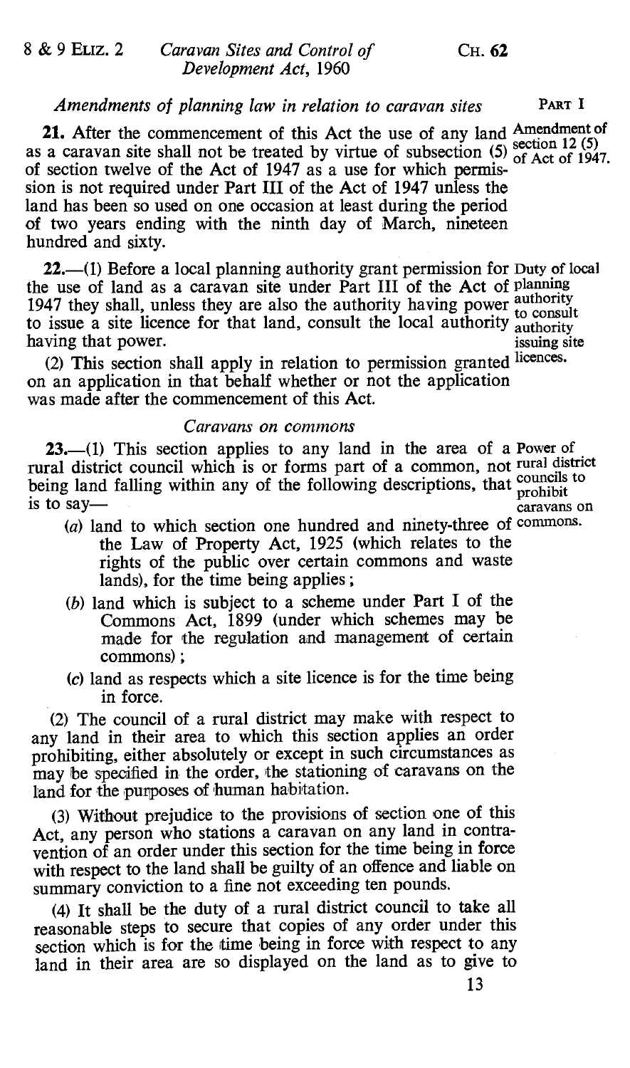*Amendments of planning law in relation to caravan sites*

PART I

**21.** After the commencement of this Act the use of any land as a caravan site shall not be treated by virtue of subsection (5) of section twelve of the Act of 1947 as a use for which permission is not required under Part III of the Act of 1947 unless the land has been so used on one occasion at least during the period of two years ending with the ninth day of March, nineteen hundred and sixty.

Amendment of section 12 (5) of Act of 1947.

**22.**—(1) Before a local planning authority grant permission for the use of land as a caravan site under Part III of the Act of 1947 they shall, unless they are also the authority having power to issue a site licence for that land, consult the local authority having that power.

(2) This section shall apply in relation to permission granted on an application in that behalf whether or not the application was made after the commencement of this Act.

Duty of local planning authority to consult authority issuing site licences.

*Caravans on commons*

**23.**—(1) This section applies to any land in the area of a rural district council which is or forms part of a common, not being land falling within any of the following descriptions, that is to say—

Power of rural district councils to prohibit caravans on commons.

- (a) land to which section one hundred and ninety-three of the Law of Property Act, 1925 (which relates to the rights of the public over certain commons and waste lands), for the time being applies;
- (b) land which is subject to a scheme under Part I of the Commons Act, 1899 (under which schemes may be made for the regulation and management of certain commons);
- (c) land as respects which a site licence is for the time being in force.

(2) The council of a rural district may make with respect to any land in their area to which this section applies an order prohibiting, either absolutely or except in such circumstances as may be specified in the order, the stationing of caravans on the land for the purposes of human habitation.

(3) Without prejudice to the provisions of section one of this Act, any person who stations a caravan on any land in contravention of an order under this section for the time being in force with respect to the land shall be guilty of an offence and liable on summary conviction to a fine not exceeding ten pounds.

(4) It shall be the duty of a rural district council to take all reasonable steps to secure that copies of any order under this section which is for the time being in force with respect to any land in their area are so displayed on the land as to give to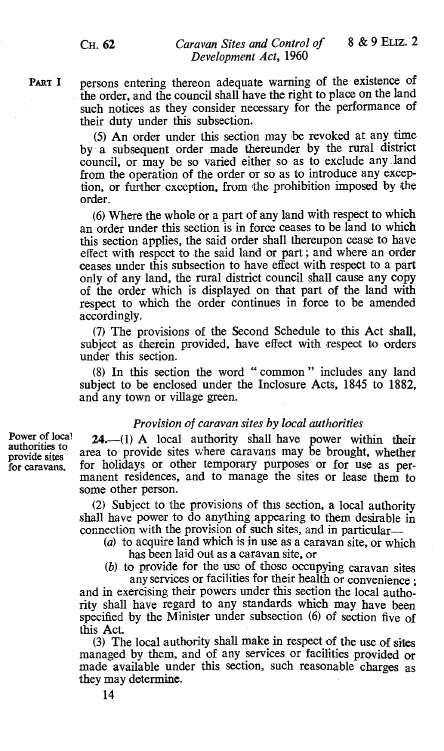persons entering thereon adequate warning of the existence of the order, and the council shall have the right to place on the land such notices as they consider necessary for the performance of their duty under this subsection.

(5) An order under this section may be revoked at any time by a subsequent order made thereunder by the rural district council, or may be so varied either so as to exclude any land from the operation of the order or so as to introduce any exception, or further exception, from the prohibition imposed by the order.

(6) Where the whole or a part of any land with respect to which an order under this section is in force ceases to be land to which this section applies, the said order shall thereupon cease to have effect with respect to the said land or part; and where an order ceases under this subsection to have effect with respect to a part only of any land, the rural district council shall cause any copy of the order which is displayed on that part of the land with respect to which the order continues in force to be amended accordingly.

(7) The provisions of the Second Schedule to this Act shall, subject as therein provided, have effect with respect to orders under this section.

(8) In this section the word "common" includes any land subject to be enclosed under the Inclosure Acts, 1845 to 1882, and any town or village green.

### *Provision of caravan sites by local authorities*

**Power of local authorities to provide sites for caravans.**

**24.**—(1) A local authority shall have power within their area to provide sites where caravans may be brought, whether for holidays or other temporary purposes or for use as permanent residences, and to manage the sites or lease them to some other person.

(2) Subject to the provisions of this section, a local authority shall have power to do anything appearing to them desirable in connection with the provision of such sites, and in particular—

(*a*) to acquire land which is in use as a caravan site, or which has been laid out as a caravan site, or

(*b*) to provide for the use of those occupying caravan sites any services or facilities for their health or convenience;

and in exercising their powers under this section the local authority shall have regard to any standards which may have been specified by the Minister under subsection (6) of section five of this Act.

(3) The local authority shall make in respect of the use of sites managed by them, and of any services or facilities provided or made available under this section, such reasonable charges as they may determine.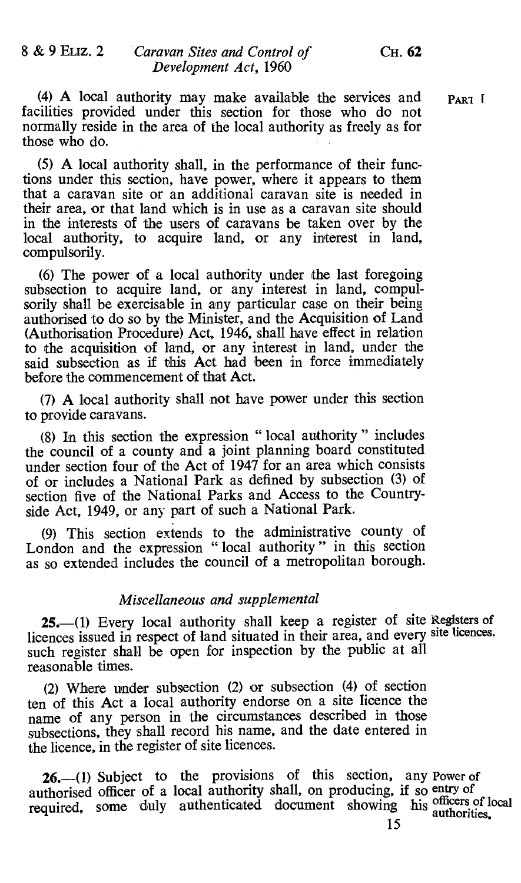(4) A local authority may make available the services and facilities provided under this section for those who do not normally reside in the area of the local authority as freely as for those who do.

(5) A local authority shall, in the performance of their functions under this section, have power, where it appears to them that a caravan site or an additional caravan site is needed in their area, or that land which is in use as a caravan site should in the interests of the users of caravans be taken over by the local authority, to acquire land, or any interest in land, compulsorily.

(6) The power of a local authority under the last foregoing subsection to acquire land, or any interest in land, compulsorily shall be exercisable in any particular case on their being authorised to do so by the Minister, and the Acquisition of Land (Authorisation Procedure) Act, 1946, shall have effect in relation to the acquisition of land, or any interest in land, under the said subsection as if this Act had been in force immediately before the commencement of that Act.

(7) A local authority shall not have power under this section to provide caravans.

(8) In this section the expression "local authority" includes the council of a county and a joint planning board constituted under section four of the Act of 1947 for an area which consists of or includes a National Park as defined by subsection (3) of section five of the National Parks and Access to the Countryside Act, 1949, or any part of such a National Park.

(9) This section extends to the administrative county of London and the expression "local authority" in this section as so extended includes the council of a metropolitan borough.

### *Miscellaneous and supplemental*

Registers of site licences.

**25.**—(1) Every local authority shall keep a register of site licences issued in respect of land situated in their area, and every such register shall be open for inspection by the public at all reasonable times.

(2) Where under subsection (2) or subsection (4) of section ten of this Act a local authority endorse on a site licence the name of any person in the circumstances described in those subsections, they shall record his name, and the date entered in the licence, in the register of site licences.

Power of entry of officers of local authorities.

**26.**—(1) Subject to the provisions of this section, any authorised officer of a local authority shall, on producing, if so required, some duly authenticated document showing his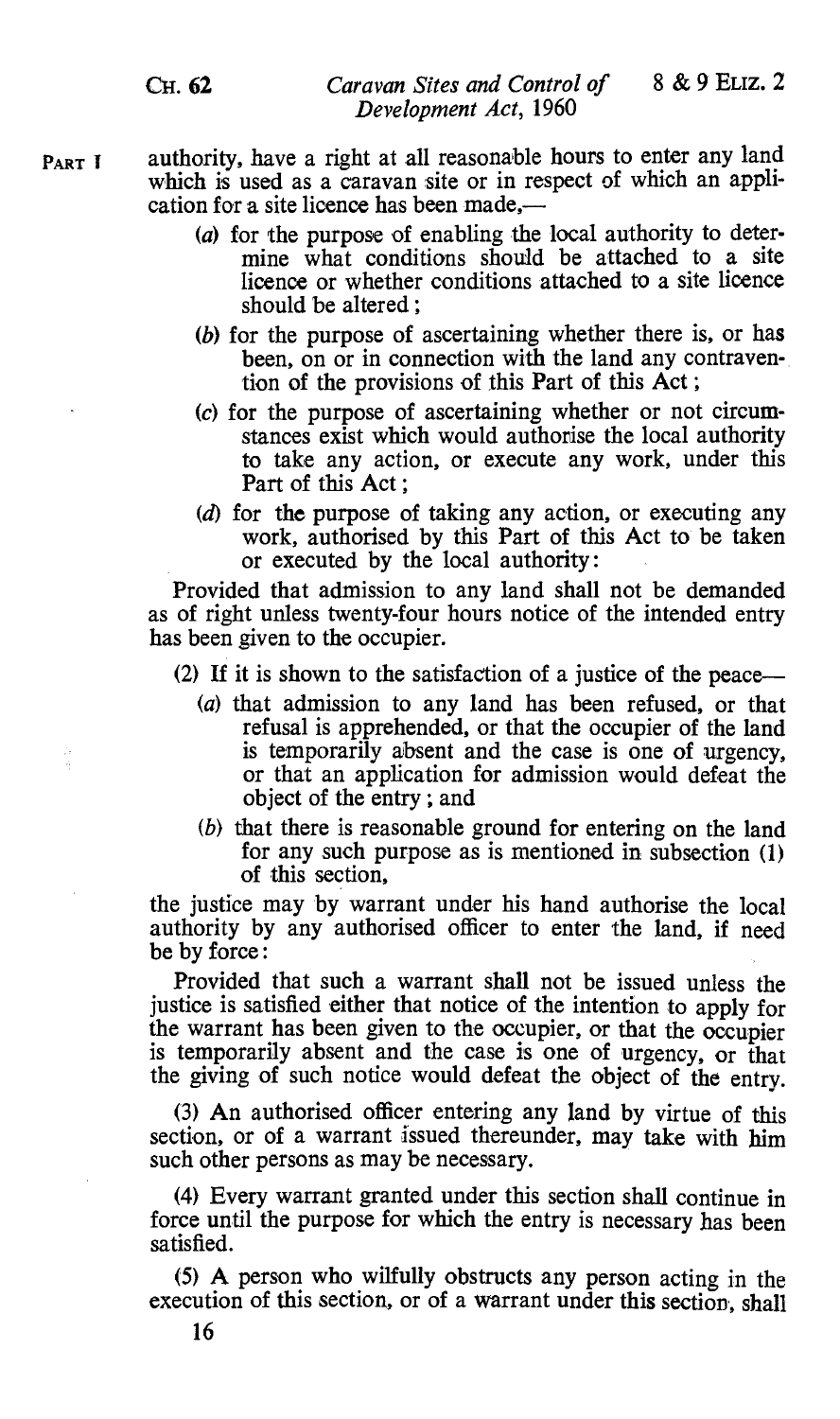authority, have a right at all reasonable hours to enter any land which is used as a caravan site or in respect of which an application for a site licence has been made,—

(a) for the purpose of enabling the local authority to determine what conditions should be attached to a site licence or whether conditions attached to a site licence should be altered;

(b) for the purpose of ascertaining whether there is, or has been, on or in connection with the land any contravention of the provisions of this Part of this Act;

(c) for the purpose of ascertaining whether or not circumstances exist which would authorise the local authority to take any action, or execute any work, under this Part of this Act;

(d) for the purpose of taking any action, or executing any work, authorised by this Part of this Act to be taken or executed by the local authority:

Provided that admission to any land shall not be demanded as of right unless twenty-four hours notice of the intended entry has been given to the occupier.

(2) If it is shown to the satisfaction of a justice of the peace—

(a) that admission to any land has been refused, or that refusal is apprehended, or that the occupier of the land is temporarily absent and the case is one of urgency, or that an application for admission would defeat the object of the entry; and

(b) that there is reasonable ground for entering on the land for any such purpose as is mentioned in subsection (1) of this section,

the justice may by warrant under his hand authorise the local authority by any authorised officer to enter the land, if need be by force:

Provided that such a warrant shall not be issued unless the justice is satisfied either that notice of the intention to apply for the warrant has been given to the occupier, or that the occupier is temporarily absent and the case is one of urgency, or that the giving of such notice would defeat the object of the entry.

(3) An authorised officer entering any land by virtue of this section, or of a warrant issued thereunder, may take with him such other persons as may be necessary.

(4) Every warrant granted under this section shall continue in force until the purpose for which the entry is necessary has been satisfied.

(5) A person who wilfully obstructs any person acting in the execution of this section, or of a warrant under this section, shall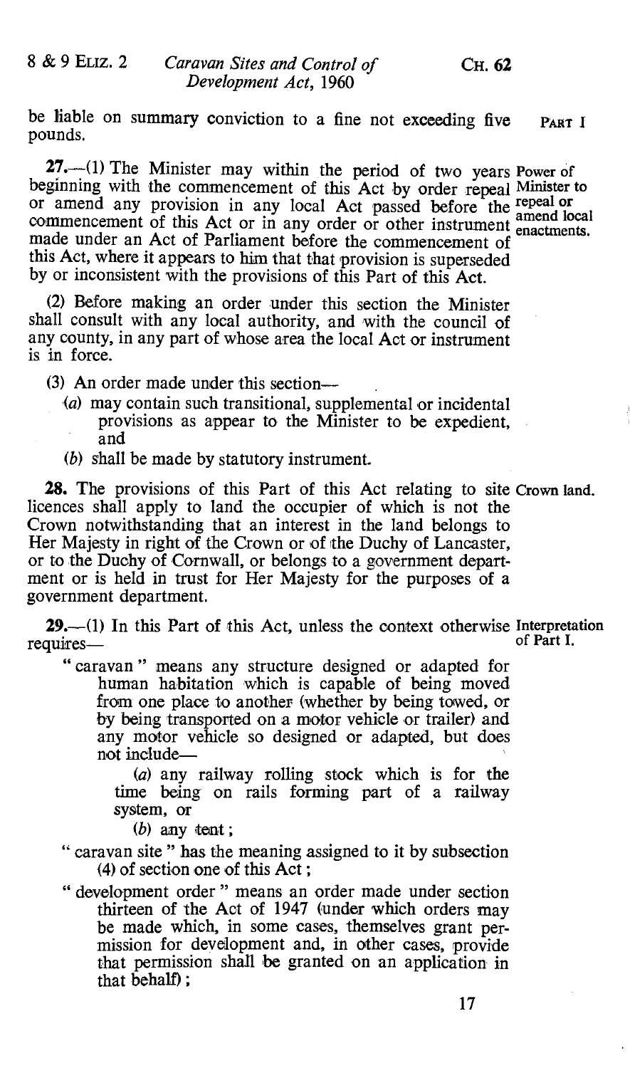be liable on summary conviction to a fine not exceeding five pounds.

**Power of Minister to repeal or amend local enactments.**

**27.**—(1) The Minister may within the period of two years beginning with the commencement of this Act by order repeal or amend any provision in any local Act passed before the commencement of this Act or in any order or other instrument made under an Act of Parliament before the commencement of this Act, where it appears to him that that provision is superseded by or inconsistent with the provisions of this Part of this Act.

(2) Before making an order under this section the Minister shall consult with any local authority, and with the council of any county, in any part of whose area the local Act or instrument is in force.

(3) An order made under this section—

(*a*) may contain such transitional, supplemental or incidental provisions as appear to the Minister to be expedient, and

(*b*) shall be made by statutory instrument.

**Crown land.**

**28.** The provisions of this Part of this Act relating to site licences shall apply to land the occupier of which is not the Crown notwithstanding that an interest in the land belongs to Her Majesty in right of the Crown or of the Duchy of Lancaster, or to the Duchy of Cornwall, or belongs to a government department or is held in trust for Her Majesty for the purposes of a government department.

**Interpretation of Part I.**

**29.**—(1) In this Part of this Act, unless the context otherwise requires—

"caravan" means any structure designed or adapted for human habitation which is capable of being moved from one place to another (whether by being towed, or by being transported on a motor vehicle or trailer) and any motor vehicle so designed or adapted, but does not include—

(*a*) any railway rolling stock which is for the time being on rails forming part of a railway system, or

(*b*) any tent;

"caravan site" has the meaning assigned to it by subsection (4) of section one of this Act;

"development order" means an order made under section thirteen of the Act of 1947 (under which orders may be made which, in some cases, themselves grant permission for development and, in other cases, provide that permission shall be granted on an application in that behalf);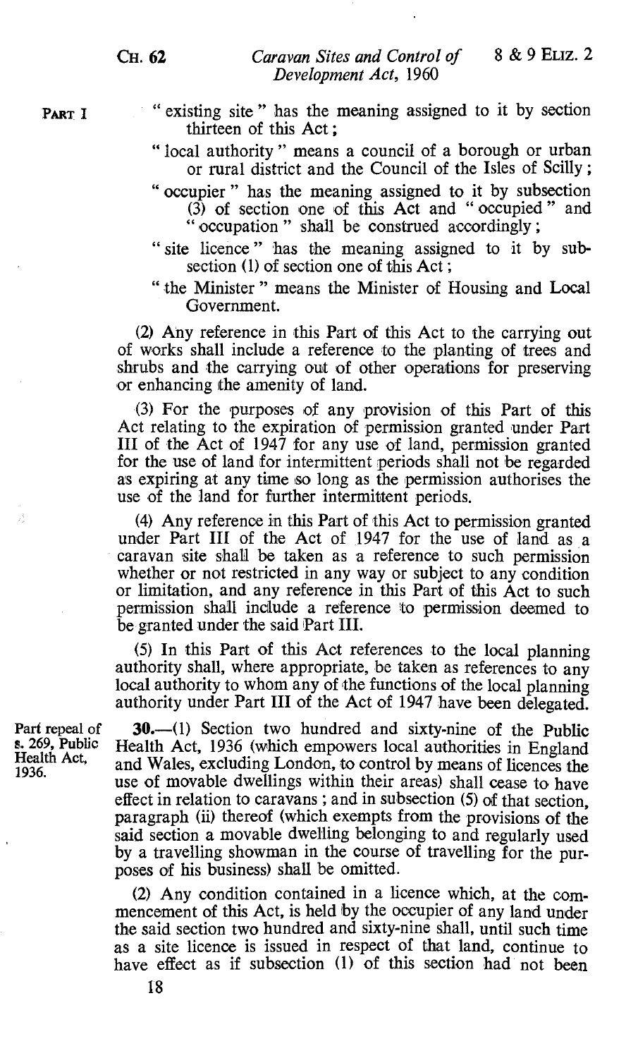PART I

"existing site" has the meaning assigned to it by section thirteen of this Act;

"local authority" means a council of a borough or urban or rural district and the Council of the Isles of Scilly;

"occupier" has the meaning assigned to it by subsection (3) of section one of this Act and "occupied" and "occupation" shall be construed accordingly;

"site licence" has the meaning assigned to it by subsection (1) of section one of this Act;

"the Minister" means the Minister of Housing and Local Government.

(2) Any reference in this Part of this Act to the carrying out of works shall include a reference to the planting of trees and shrubs and the carrying out of other operations for preserving or enhancing the amenity of land.

(3) For the purposes of any provision of this Part of this Act relating to the expiration of permission granted under Part III of the Act of 1947 for any use of land, permission granted for the use of land for intermittent periods shall not be regarded as expiring at any time so long as the permission authorises the use of the land for further intermittent periods.

(4) Any reference in this Part of this Act to permission granted under Part III of the Act of 1947 for the use of land as a caravan site shall be taken as a reference to such permission whether or not restricted in any way or subject to any condition or limitation, and any reference in this Part of this Act to such permission shall include a reference to permission deemed to be granted under the said Part III.

(5) In this Part of this Act references to the local planning authority shall, where appropriate, be taken as references to any local authority to whom any of the functions of the local planning authority under Part III of the Act of 1947 have been delegated.

Part repeal of s. 269, Public Health Act, 1936.

**30.**—(1) Section two hundred and sixty-nine of the Public Health Act, 1936 (which empowers local authorities in England and Wales, excluding London, to control by means of licences the use of movable dwellings within their areas) shall cease to have effect in relation to caravans; and in subsection (5) of that section, paragraph (ii) thereof (which exempts from the provisions of the said section a movable dwelling belonging to and regularly used by a travelling showman in the course of travelling for the purposes of his business) shall be omitted.

(2) Any condition contained in a licence which, at the commencement of this Act, is held by the occupier of any land under the said section two hundred and sixty-nine shall, until such time as a site licence is issued in respect of that land, continue to have effect as if subsection (1) of this section had not been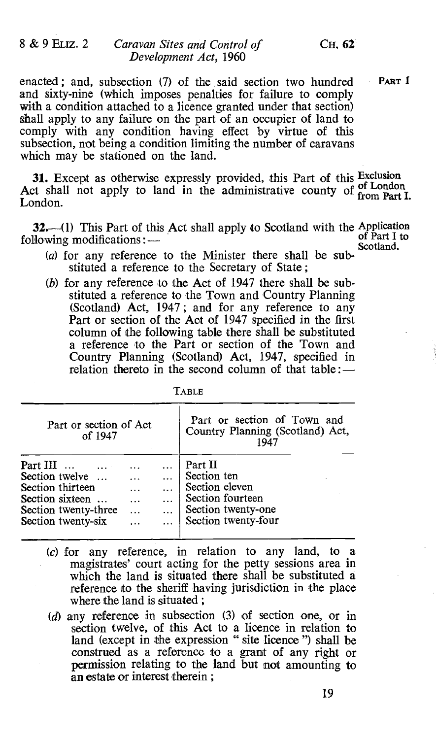enacted; and, subsection (7) of the said section two hundred and sixty-nine (which imposes penalties for failure to comply with a condition attached to a licence granted under that section) shall apply to any failure on the part of an occupier of land to comply with any condition having effect by virtue of this subsection, not being a condition limiting the number of caravans which may be stationed on the land.

Exclusion of London from Part I.

**31.** Except as otherwise expressly provided, this Part of this Act shall not apply to land in the administrative county of London.

Application of Part I to Scotland.

**32.**—(1) This Part of this Act shall apply to Scotland with the following modifications:—

(*a*) for any reference to the Minister there shall be substituted a reference to the Secretary of State;

(*b*) for any reference to the Act of 1947 there shall be substituted a reference to the Town and Country Planning (Scotland) Act, 1947; and for any reference to any Part or section of the Act of 1947 specified in the first column of the following table there shall be substituted a reference to the Part or section of the Town and Country Planning (Scotland) Act, 1947, specified in relation thereto in the second column of that table:—

TABLE

| Part or section of Act of 1947 | Part or section of Town and Country Planning (Scotland) Act, 1947 |
|---|---|
| Part III ... ... ... ... | Part II |
| Section twelve ... ... ... | Section ten |
| Section thirteen ... ... | Section eleven |
| Section sixteen ... ... ... | Section fourteen |
| Section twenty-three ... ... | Section twenty-one |
| Section twenty-six ... ... | Section twenty-four |

(*c*) for any reference, in relation to any land, to a magistrates' court acting for the petty sessions area in which the land is situated there shall be substituted a reference to the sheriff having jurisdiction in the place where the land is situated;

(*d*) any reference in subsection (3) of section one, or in section twelve, of this Act to a licence in relation to land (except in the expression " site licence ") shall be construed as a reference to a grant of any right or permission relating to the land but not amounting to an estate or interest therein;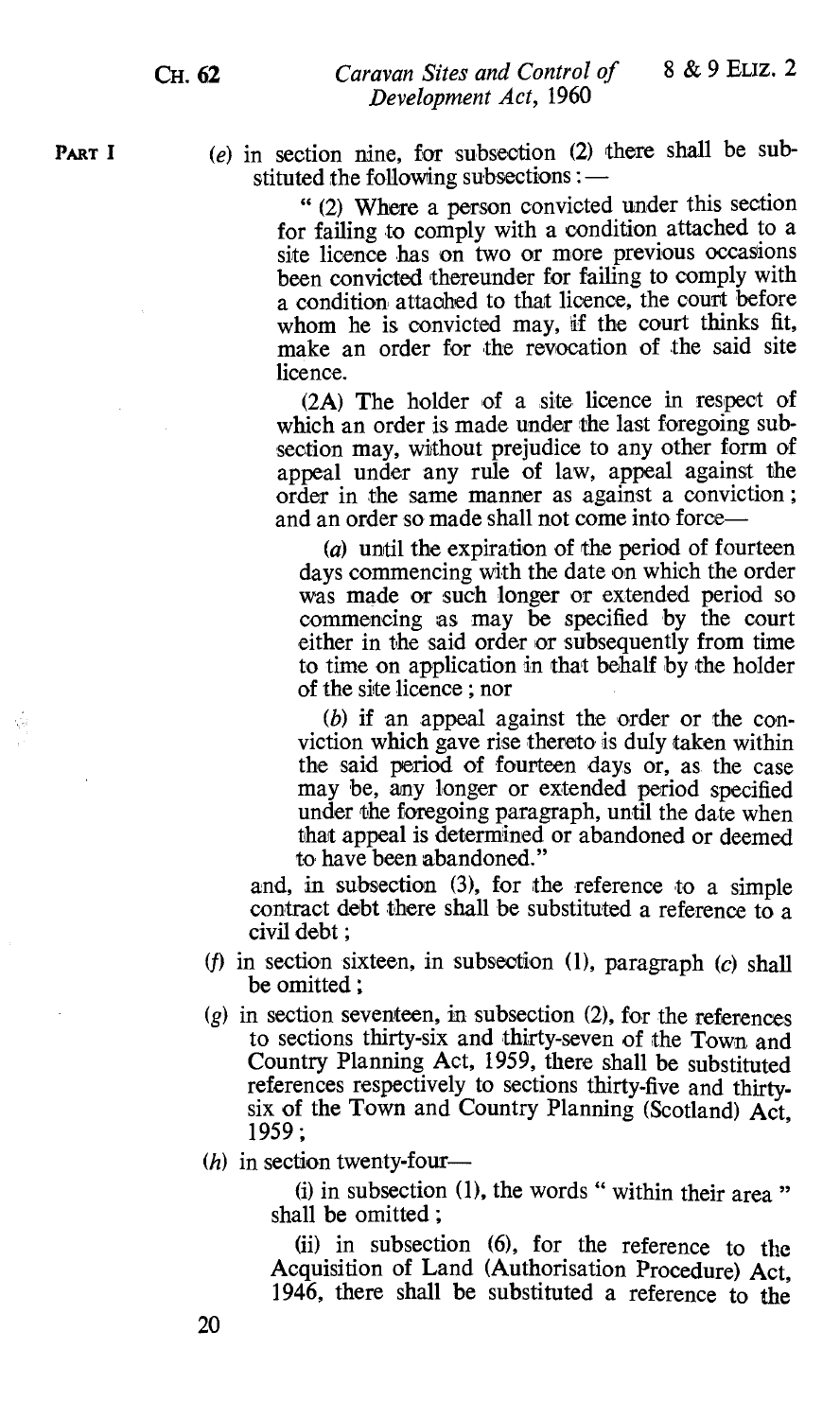PART I

(e) in section nine, for subsection (2) there shall be substituted the following subsections:—

> " (2) Where a person convicted under this section for failing to comply with a condition attached to a site licence has on two or more previous occasions been convicted thereunder for failing to comply with a condition attached to that licence, the court before whom he is convicted may, if the court thinks fit, make an order for the revocation of the said site licence.
>
> (2A) The holder of a site licence in respect of which an order is made under the last foregoing subsection may, without prejudice to any other form of appeal under any rule of law, appeal against the order in the same manner as against a conviction; and an order so made shall not come into force—
>
> (a) until the expiration of the period of fourteen days commencing with the date on which the order was made or such longer or extended period so commencing as may be specified by the court either in the said order or subsequently from time to time on application in that behalf by the holder of the site licence; nor
>
> (b) if an appeal against the order or the conviction which gave rise thereto is duly taken within the said period of fourteen days or, as the case may be, any longer or extended period specified under the foregoing paragraph, until the date when that appeal is determined or abandoned or deemed to have been abandoned."

and, in subsection (3), for the reference to a simple contract debt there shall be substituted a reference to a civil debt;

(f) in section sixteen, in subsection (1), paragraph (c) shall be omitted;

(g) in section seventeen, in subsection (2), for the references to sections thirty-six and thirty-seven of the Town and Country Planning Act, 1959, there shall be substituted references respectively to sections thirty-five and thirty-six of the Town and Country Planning (Scotland) Act, 1959;

(h) in section twenty-four—

> (i) in subsection (1), the words " within their area " shall be omitted;
>
> (ii) in subsection (6), for the reference to the Acquisition of Land (Authorisation Procedure) Act, 1946, there shall be substituted a reference to the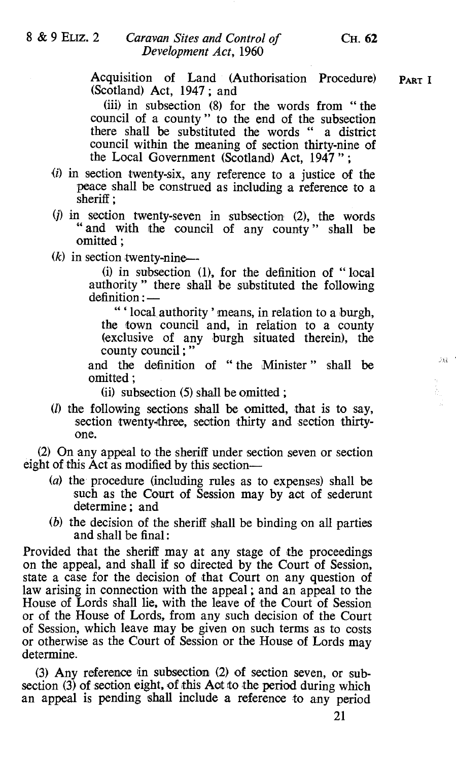Acquisition of Land (Authorisation Procedure) (Scotland) Act, 1947; and

(iii) in subsection (8) for the words from "the council of a county" to the end of the subsection there shall be substituted the words "a district council within the meaning of section thirty-nine of the Local Government (Scotland) Act, 1947";

(*i*) in section twenty-six, any reference to a justice of the peace shall be construed as including a reference to a sheriff;

(*j*) in section twenty-seven in subsection (2), the words "and with the council of any county" shall be omitted;

(*k*) in section twenty-nine—

(i) in subsection (1), for the definition of "local authority" there shall be substituted the following definition:—

"'local authority' means, in relation to a burgh, the town council and, in relation to a county (exclusive of any burgh situated therein), the county council;"

and the definition of "the Minister" shall be omitted;

(ii) subsection (5) shall be omitted;

(*l*) the following sections shall be omitted, that is to say, section twenty-three, section thirty and section thirty-one.

(2) On any appeal to the sheriff under section seven or section eight of this Act as modified by this section—

(*a*) the procedure (including rules as to expenses) shall be such as the Court of Session may by act of sederunt determine; and

(*b*) the decision of the sheriff shall be binding on all parties and shall be final:

Provided that the sheriff may at any stage of the proceedings on the appeal, and shall if so directed by the Court of Session, state a case for the decision of that Court on any question of law arising in connection with the appeal; and an appeal to the House of Lords shall lie, with the leave of the Court of Session or of the House of Lords, from any such decision of the Court of Session, which leave may be given on such terms as to costs or otherwise as the Court of Session or the House of Lords may determine.

(3) Any reference in subsection (2) of section seven, or subsection (3) of section eight, of this Act to the period during which an appeal is pending shall include a reference to any period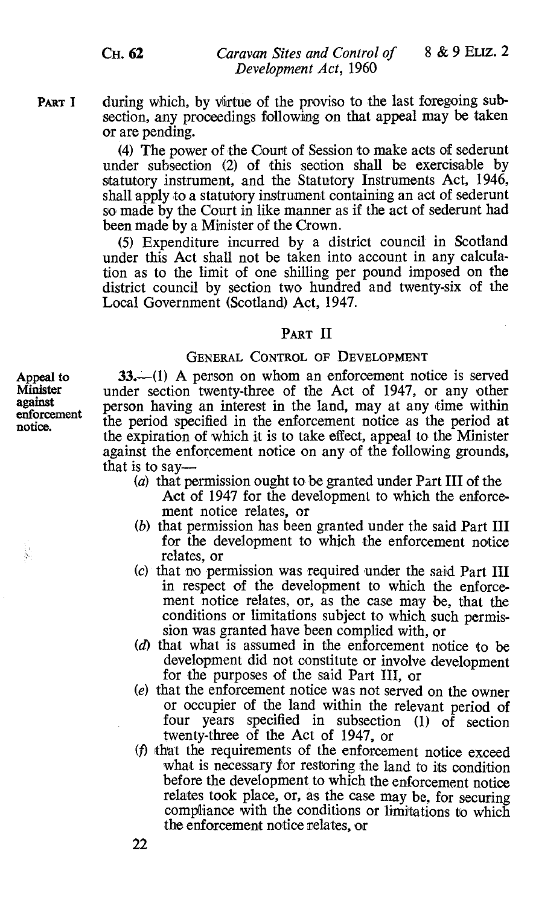during which, by virtue of the proviso to the last foregoing subsection, any proceedings following on that appeal may be taken or are pending.

(4) The power of the Court of Session to make acts of sederunt under subsection (2) of this section shall be exercisable by statutory instrument, and the Statutory Instruments Act, 1946, shall apply to a statutory instrument containing an act of sederunt so made by the Court in like manner as if the act of sederunt had been made by a Minister of the Crown.

(5) Expenditure incurred by a district council in Scotland under this Act shall not be taken into account in any calculation as to the limit of one shilling per pound imposed on the district council by section two hundred and twenty-six of the Local Government (Scotland) Act, 1947.

## PART II

### GENERAL CONTROL OF DEVELOPMENT

**Appeal to Minister against enforcement notice.**

**33.**—(1) A person on whom an enforcement notice is served under section twenty-three of the Act of 1947, or any other person having an interest in the land, may at any time within the period specified in the enforcement notice as the period at the expiration of which it is to take effect, appeal to the Minister against the enforcement notice on any of the following grounds, that is to say—

(*a*) that permission ought to be granted under Part III of the Act of 1947 for the development to which the enforcement notice relates, or

(*b*) that permission has been granted under the said Part III for the development to which the enforcement notice relates, or

(*c*) that no permission was required under the said Part III in respect of the development to which the enforcement notice relates, or, as the case may be, that the conditions or limitations subject to which such permission was granted have been complied with, or

(*d*) that what is assumed in the enforcement notice to be development did not constitute or involve development for the purposes of the said Part III, or

(*e*) that the enforcement notice was not served on the owner or occupier of the land within the relevant period of four years specified in subsection (1) of section twenty-three of the Act of 1947, or

(*f*) that the requirements of the enforcement notice exceed what is necessary for restoring the land to its condition before the development to which the enforcement notice relates took place, or, as the case may be, for securing compliance with the conditions or limitations to which the enforcement notice relates, or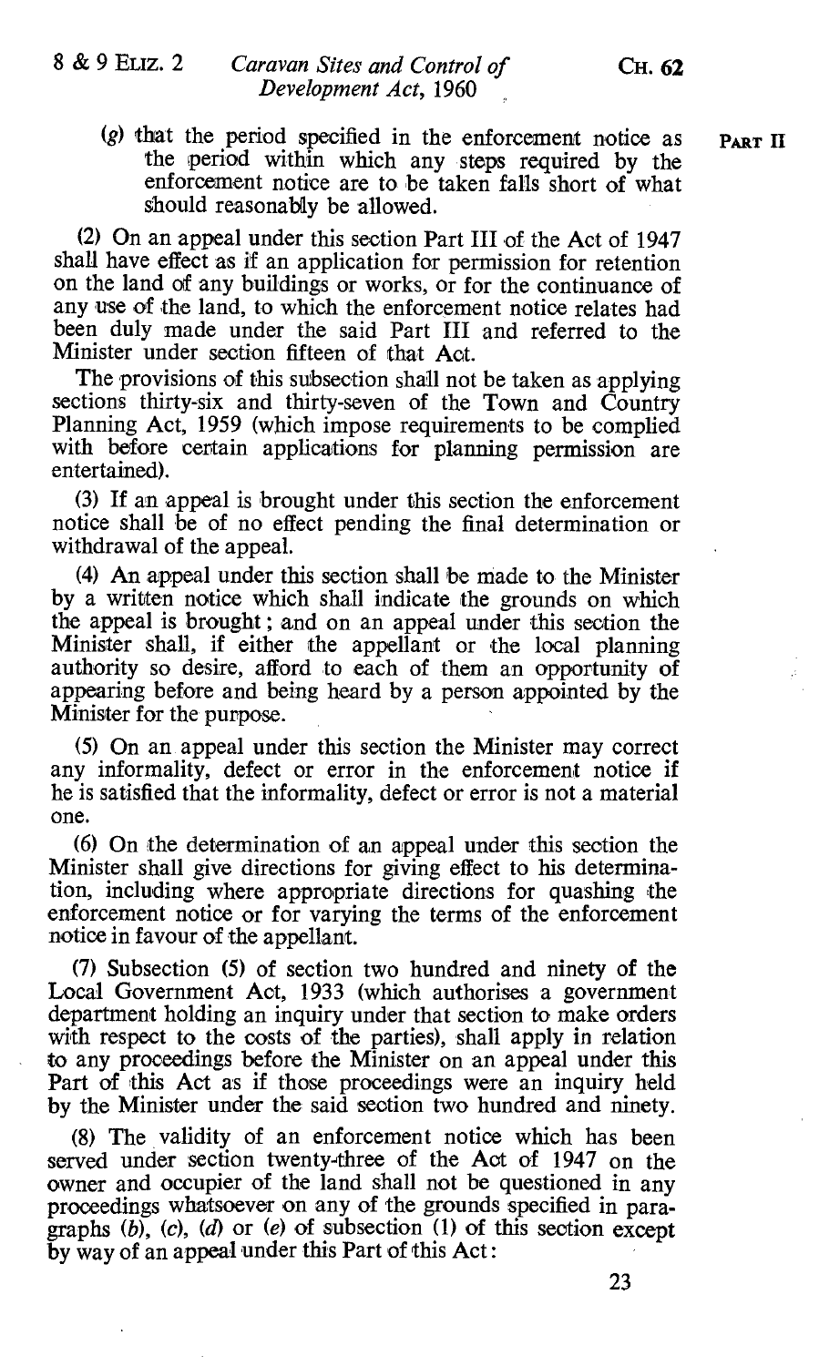(g) that the period specified in the enforcement notice as the period within which any steps required by the enforcement notice are to be taken falls short of what should reasonably be allowed.

(2) On an appeal under this section Part III of the Act of 1947 shall have effect as if an application for permission for retention on the land of any buildings or works, or for the continuance of any use of the land, to which the enforcement notice relates had been duly made under the said Part III and referred to the Minister under section fifteen of that Act.

The provisions of this subsection shall not be taken as applying sections thirty-six and thirty-seven of the Town and Country Planning Act, 1959 (which impose requirements to be complied with before certain applications for planning permission are entertained).

(3) If an appeal is brought under this section the enforcement notice shall be of no effect pending the final determination or withdrawal of the appeal.

(4) An appeal under this section shall be made to the Minister by a written notice which shall indicate the grounds on which the appeal is brought; and on an appeal under this section the Minister shall, if either the appellant or the local planning authority so desire, afford to each of them an opportunity of appearing before and being heard by a person appointed by the Minister for the purpose.

(5) On an appeal under this section the Minister may correct any informality, defect or error in the enforcement notice if he is satisfied that the informality, defect or error is not a material one.

(6) On the determination of an appeal under this section the Minister shall give directions for giving effect to his determination, including where appropriate directions for quashing the enforcement notice or for varying the terms of the enforcement notice in favour of the appellant.

(7) Subsection (5) of section two hundred and ninety of the Local Government Act, 1933 (which authorises a government department holding an inquiry under that section to make orders with respect to the costs of the parties), shall apply in relation to any proceedings before the Minister on an appeal under this Part of this Act as if those proceedings were an inquiry held by the Minister under the said section two hundred and ninety.

(8) The validity of an enforcement notice which has been served under section twenty-three of the Act of 1947 on the owner and occupier of the land shall not be questioned in any proceedings whatsoever on any of the grounds specified in paragraphs (b), (c), (d) or (e) of subsection (1) of this section except by way of an appeal under this Part of this Act: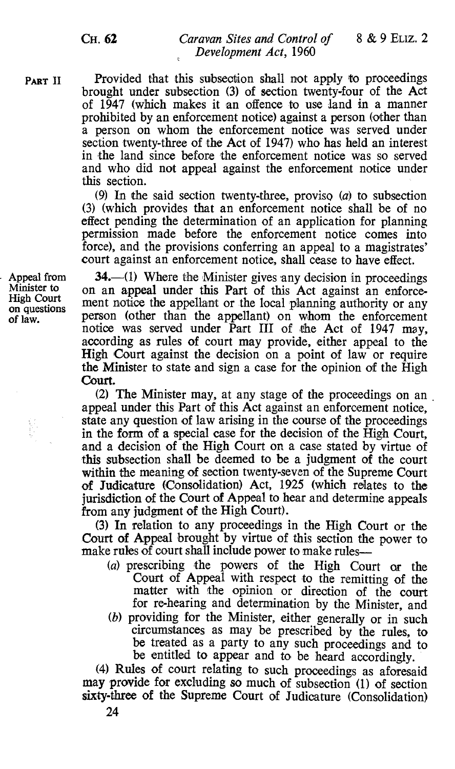PART II

Provided that this subsection shall not apply to proceedings brought under subsection (3) of section twenty-four of the Act of 1947 (which makes it an offence to use land in a manner prohibited by an enforcement notice) against a person (other than a person on whom the enforcement notice was served under section twenty-three of the Act of 1947) who has held an interest in the land since before the enforcement notice was so served and who did not appeal against the enforcement notice under this section.

(9) In the said section twenty-three, proviso (*a*) to subsection (3) (which provides that an enforcement notice shall be of no effect pending the determination of an application for planning permission made before the enforcement notice comes into force), and the provisions conferring an appeal to a magistrates' court against an enforcement notice, shall cease to have effect.

Appeal from Minister to High Court on questions of law.

**34.**—(1) Where the Minister gives any decision in proceedings on an appeal under this Part of this Act against an enforcement notice the appellant or the local planning authority or any person (other than the appellant) on whom the enforcement notice was served under Part III of the Act of 1947 may, according as rules of court may provide, either appeal to the High Court against the decision on a point of law or require the Minister to state and sign a case for the opinion of the High Court.

(2) The Minister may, at any stage of the proceedings on an appeal under this Part of this Act against an enforcement notice, state any question of law arising in the course of the proceedings in the form of a special case for the decision of the High Court, and a decision of the High Court on a case stated by virtue of this subsection shall be deemed to be a judgment of the court within the meaning of section twenty-seven of the Supreme Court of Judicature (Consolidation) Act, 1925 (which relates to the jurisdiction of the Court of Appeal to hear and determine appeals from any judgment of the High Court).

(3) In relation to any proceedings in the High Court or the Court of Appeal brought by virtue of this section the power to make rules of court shall include power to make rules—

- (*a*) prescribing the powers of the High Court or the Court of Appeal with respect to the remitting of the matter with the opinion or direction of the court for re-hearing and determination by the Minister, and
- (*b*) providing for the Minister, either generally or in such circumstances as may be prescribed by the rules, to be treated as a party to any such proceedings and to be entitled to appear and to be heard accordingly.

(4) Rules of court relating to such proceedings as aforesaid may provide for excluding so much of subsection (1) of section sixty-three of the Supreme Court of Judicature (Consolidation)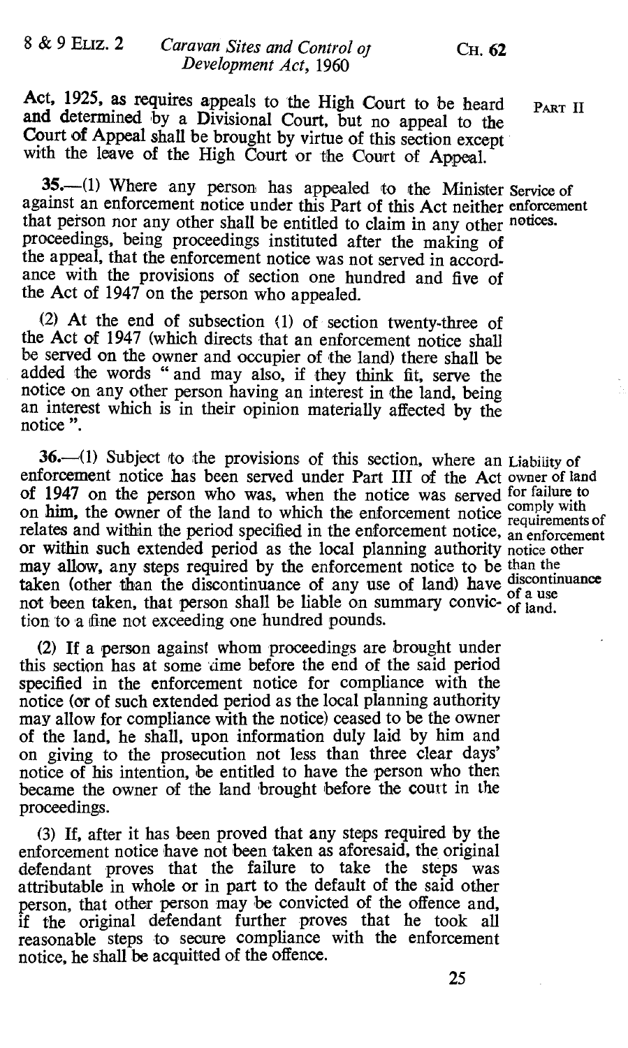Act, 1925, as requires appeals to the High Court to be heard and determined by a Divisional Court, but no appeal to the Court of Appeal shall be brought by virtue of this section except with the leave of the High Court or the Court of Appeal.

PART II

*Service of enforcement notices.*

35.—(1) Where any person has appealed to the Minister against an enforcement notice under this Part of this Act neither that person nor any other shall be entitled to claim in any other proceedings, being proceedings instituted after the making of the appeal, that the enforcement notice was not served in accordance with the provisions of section one hundred and five of the Act of 1947 on the person who appealed.

(2) At the end of subsection (1) of section twenty-three of the Act of 1947 (which directs that an enforcement notice shall be served on the owner and occupier of the land) there shall be added the words "and may also, if they think fit, serve the notice on any other person having an interest in the land, being an interest which is in their opinion materially affected by the notice".

*Liability of owner of land for failure to comply with requirements of an enforcement notice other than the discontinuance of a use of land.*

36.—(1) Subject to the provisions of this section, where an enforcement notice has been served under Part III of the Act of 1947 on the person who was, when the notice was served on him, the owner of the land to which the enforcement notice relates and within the period specified in the enforcement notice, or within such extended period as the local planning authority may allow, any steps required by the enforcement notice to be taken (other than the discontinuance of any use of land) have not been taken, that person shall be liable on summary conviction to a fine not exceeding one hundred pounds.

(2) If a person against whom proceedings are brought under this section has at some time before the end of the said period specified in the enforcement notice for compliance with the notice (or of such extended period as the local planning authority may allow for compliance with the notice) ceased to be the owner of the land, he shall, upon information duly laid by him and on giving to the prosecution not less than three clear days' notice of his intention, be entitled to have the person who then became the owner of the land brought before the court in the proceedings.

(3) If, after it has been proved that any steps required by the enforcement notice have not been taken as aforesaid, the original defendant proves that the failure to take the steps was attributable in whole or in part to the default of the said other person, that other person may be convicted of the offence and, if the original defendant further proves that he took all reasonable steps to secure compliance with the enforcement notice, he shall be acquitted of the offence.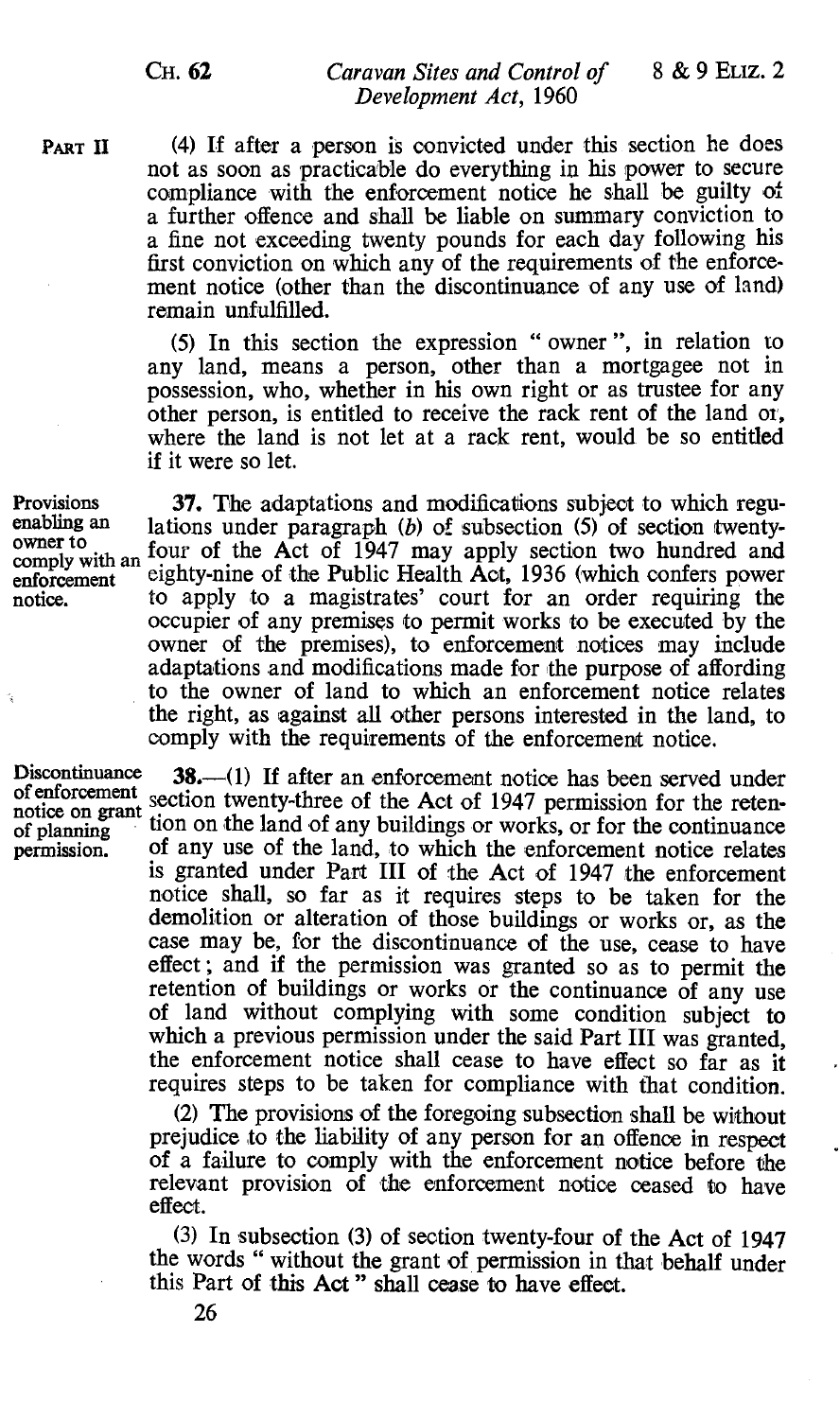PART II

(4) If after a person is convicted under this section he does not as soon as practicable do everything in his power to secure compliance with the enforcement notice he shall be guilty of a further offence and shall be liable on summary conviction to a fine not exceeding twenty pounds for each day following his first conviction on which any of the requirements of the enforcement notice (other than the discontinuance of any use of land) remain unfulfilled.

(5) In this section the expression " owner ", in relation to any land, means a person, other than a mortgagee not in possession, who, whether in his own right or as trustee for any other person, is entitled to receive the rack rent of the land or, where the land is not let at a rack rent, would be so entitled if it were so let.

Provisions enabling an owner to comply with an enforcement notice.

**37.** The adaptations and modifications subject to which regulations under paragraph (*b*) of subsection (5) of section twenty-four of the Act of 1947 may apply section two hundred and eighty-nine of the Public Health Act, 1936 (which confers power to apply to a magistrates' court for an order requiring the occupier of any premises to permit works to be executed by the owner of the premises), to enforcement notices may include adaptations and modifications made for the purpose of affording to the owner of land to which an enforcement notice relates the right, as against all other persons interested in the land, to comply with the requirements of the enforcement notice.

Discontinuance of enforcement notice on grant of planning permission.

**38.**—(1) If after an enforcement notice has been served under section twenty-three of the Act of 1947 permission for the retention on the land of any buildings or works, or for the continuance of any use of the land, to which the enforcement notice relates is granted under Part III of the Act of 1947 the enforcement notice shall, so far as it requires steps to be taken for the demolition or alteration of those buildings or works or, as the case may be, for the discontinuance of the use, cease to have effect; and if the permission was granted so as to permit the retention of buildings or works or the continuance of any use of land without complying with some condition subject to which a previous permission under the said Part III was granted, the enforcement notice shall cease to have effect so far as it requires steps to be taken for compliance with that condition.

(2) The provisions of the foregoing subsection shall be without prejudice to the liability of any person for an offence in respect of a failure to comply with the enforcement notice before the relevant provision of the enforcement notice ceased to have effect.

(3) In subsection (3) of section twenty-four of the Act of 1947 the words " without the grant of permission in that behalf under this Part of this Act " shall cease to have effect.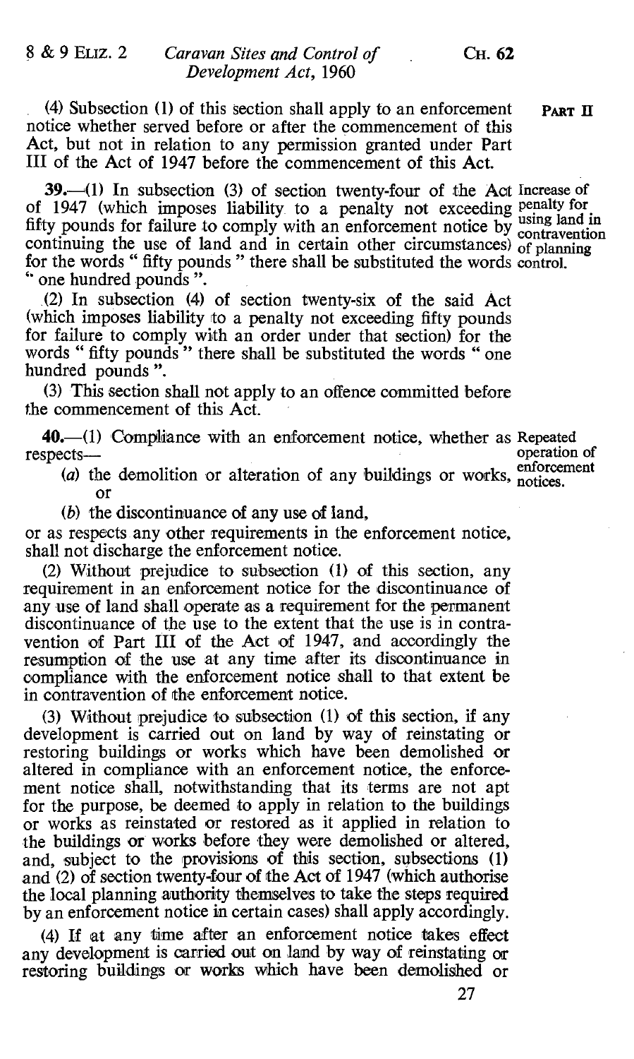(4) Subsection (1) of this section shall apply to an enforcement notice whether served before or after the commencement of this Act, but not in relation to any permission granted under Part III of the Act of 1947 before the commencement of this Act.

**Increase of penalty for using land in contravention of planning control.**

**39.**—(1) In subsection (3) of section twenty-four of the Act of 1947 (which imposes liability to a penalty not exceeding fifty pounds for failure to comply with an enforcement notice by continuing the use of land and in certain other circumstances) for the words " fifty pounds " there shall be substituted the words " one hundred pounds ".

(2) In subsection (4) of section twenty-six of the said Act (which imposes liability to a penalty not exceeding fifty pounds for failure to comply with an order under that section) for the words " fifty pounds " there shall be substituted the words " one hundred pounds ".

(3) This section shall not apply to an offence committed before the commencement of this Act.

**Repeated operation of enforcement notices.**

**40.**—(1) Compliance with an enforcement notice, whether as respects—

(a) the demolition or alteration of any buildings or works, or

(b) the discontinuance of any use of land,

or as respects any other requirements in the enforcement notice, shall not discharge the enforcement notice.

(2) Without prejudice to subsection (1) of this section, any requirement in an enforcement notice for the discontinuance of any use of land shall operate as a requirement for the permanent discontinuance of the use to the extent that the use is in contravention of Part III of the Act of 1947, and accordingly the resumption of the use at any time after its discontinuance in compliance with the enforcement notice shall to that extent be in contravention of the enforcement notice.

(3) Without prejudice to subsection (1) of this section, if any development is carried out on land by way of reinstating or restoring buildings or works which have been demolished or altered in compliance with an enforcement notice, the enforcement notice shall, notwithstanding that its terms are not apt for the purpose, be deemed to apply in relation to the buildings or works as reinstated or restored as it applied in relation to the buildings or works before they were demolished or altered, and, subject to the provisions of this section, subsections (1) and (2) of section twenty-four of the Act of 1947 (which authorise the local planning authority themselves to take the steps required by an enforcement notice in certain cases) shall apply accordingly.

(4) If at any time after an enforcement notice takes effect any development is carried out on land by way of reinstating or restoring buildings or works which have been demolished or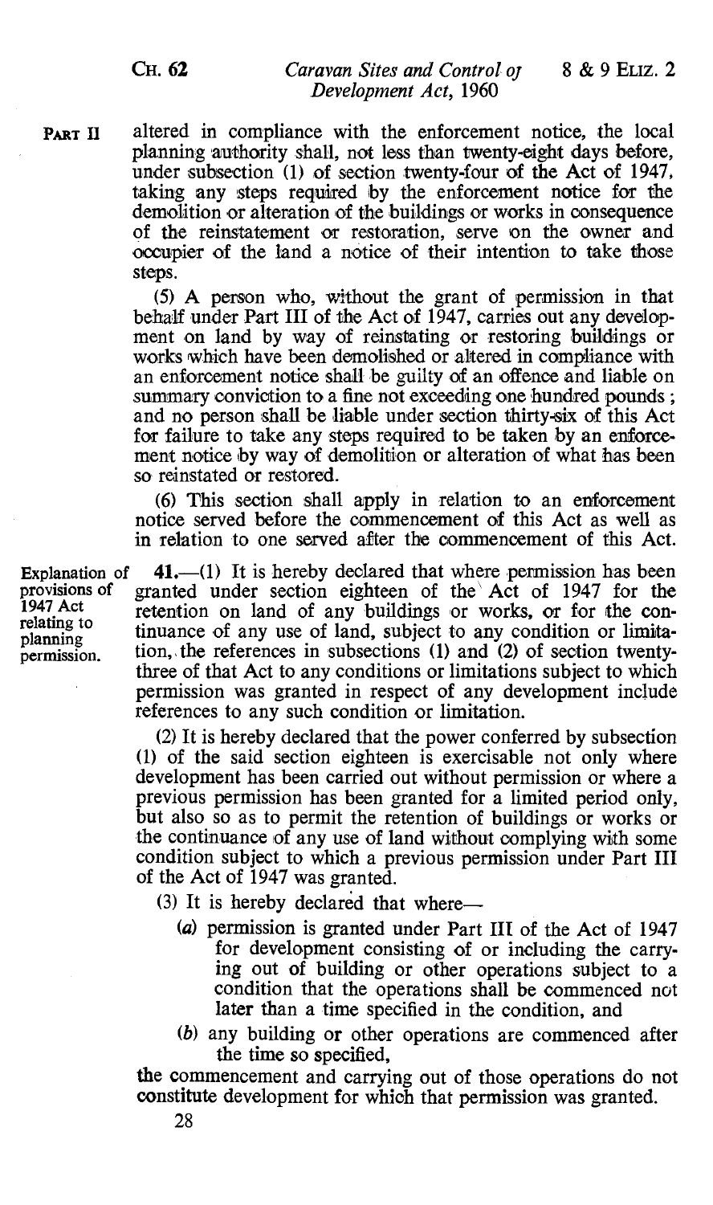PART II

altered in compliance with the enforcement notice, the local planning authority shall, not less than twenty-eight days before, under subsection (1) of section twenty-four of the Act of 1947, taking any steps required by the enforcement notice for the demolition or alteration of the buildings or works in consequence of the reinstatement or restoration, serve on the owner and occupier of the land a notice of their intention to take those steps.

(5) A person who, without the grant of permission in that behalf under Part III of the Act of 1947, carries out any development on land by way of reinstating or restoring buildings or works which have been demolished or altered in compliance with an enforcement notice shall be guilty of an offence and liable on summary conviction to a fine not exceeding one hundred pounds; and no person shall be liable under section thirty-six of this Act for failure to take any steps required to be taken by an enforcement notice by way of demolition or alteration of what has been so reinstated or restored.

(6) This section shall apply in relation to an enforcement notice served before the commencement of this Act as well as in relation to one served after the commencement of this Act.

Explanation of provisions of 1947 Act relating to planning permission.

**41.**—(1) It is hereby declared that where permission has been granted under section eighteen of the Act of 1947 for the retention on land of any buildings or works, or for the continuance of any use of land, subject to any condition or limitation, the references in subsections (1) and (2) of section twenty-three of that Act to any conditions or limitations subject to which permission was granted in respect of any development include references to any such condition or limitation.

(2) It is hereby declared that the power conferred by subsection (1) of the said section eighteen is exercisable not only where development has been carried out without permission or where a previous permission has been granted for a limited period only, but also so as to permit the retention of buildings or works or the continuance of any use of land without complying with some condition subject to which a previous permission under Part III of the Act of 1947 was granted.

(3) It is hereby declared that where—

(*a*) permission is granted under Part III of the Act of 1947 for development consisting of or including the carrying out of building or other operations subject to a condition that the operations shall be commenced not later than a time specified in the condition, and

(*b*) any building or other operations are commenced after the time so specified,

the commencement and carrying out of those operations do not constitute development for which that permission was granted.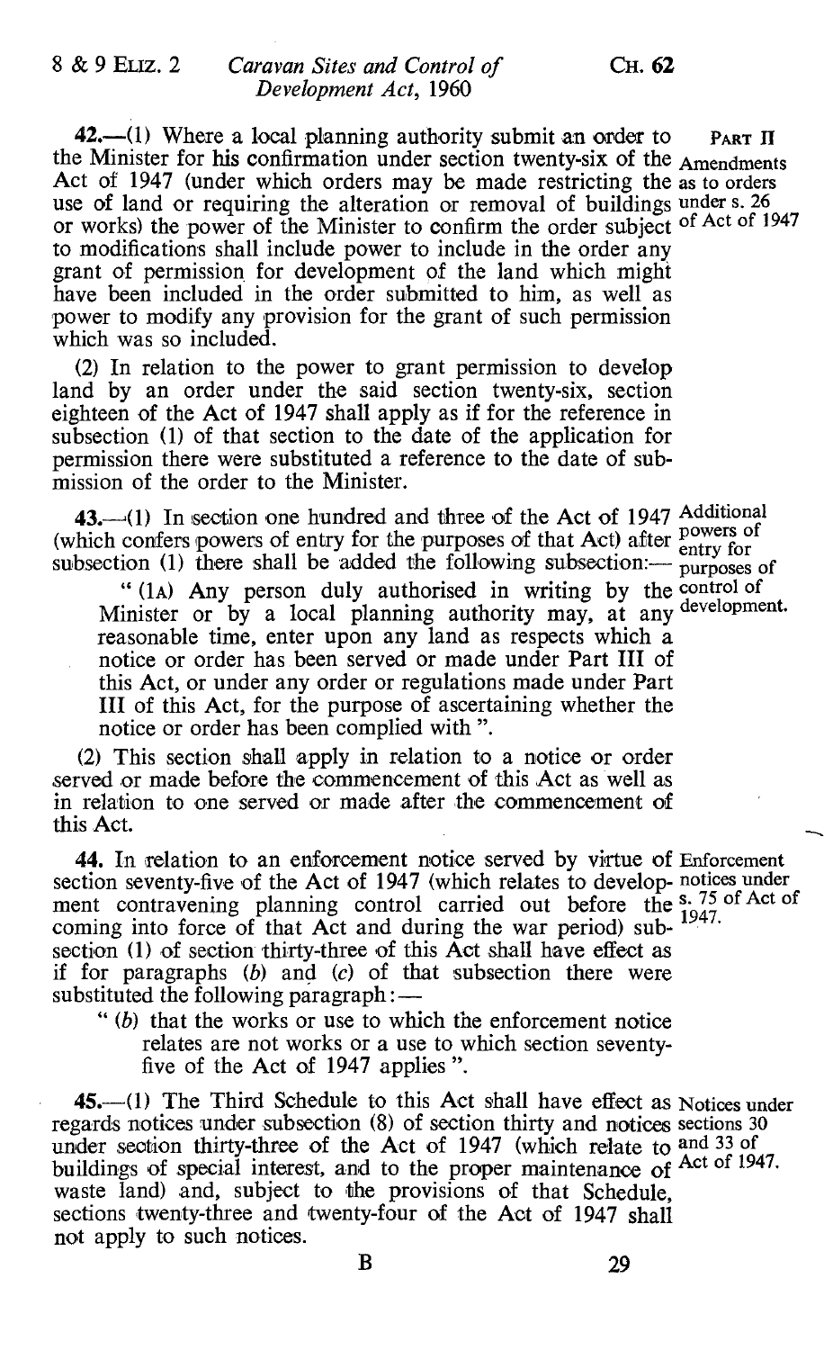**42.**—(1) Where a local planning authority submit an order to the Minister for his confirmation under section twenty-six of the Act of 1947 (under which orders may be made restricting the use of land or requiring the alteration or removal of buildings or works) the power of the Minister to confirm the order subject to modifications shall include power to include in the order any grant of permission for development of the land which might have been included in the order submitted to him, as well as power to modify any provision for the grant of such permission which was so included.

PART II — Amendments as to orders under s. 26 of Act of 1947

(2) In relation to the power to grant permission to develop land by an order under the said section twenty-six, section eighteen of the Act of 1947 shall apply as if for the reference in subsection (1) of that section to the date of the application for permission there were substituted a reference to the date of submission of the order to the Minister.

**43.**—(1) In section one hundred and three of the Act of 1947 (which confers powers of entry for the purposes of that Act) after subsection (1) there shall be added the following subsection:—

Additional powers of entry for purposes of control of development.

"(1A) Any person duly authorised in writing by the Minister or by a local planning authority may, at any reasonable time, enter upon any land as respects which a notice or order has been served or made under Part III of this Act, or under any order or regulations made under Part III of this Act, for the purpose of ascertaining whether the notice or order has been complied with".

(2) This section shall apply in relation to a notice or order served or made before the commencement of this Act as well as in relation to one served or made after the commencement of this Act.

**44.** In relation to an enforcement notice served by virtue of section seventy-five of the Act of 1947 (which relates to development contravening planning control carried out before the coming into force of that Act and during the war period) subsection (1) of section thirty-three of this Act shall have effect as if for paragraphs (*b*) and (*c*) of that subsection there were substituted the following paragraph:—

Enforcement notices under s. 75 of Act of 1947.

"(*b*) that the works or use to which the enforcement notice relates are not works or a use to which section seventy-five of the Act of 1947 applies".

**45.**—(1) The Third Schedule to this Act shall have effect as regards notices under subsection (8) of section thirty and notices under section thirty-three of the Act of 1947 (which relate to buildings of special interest, and to the proper maintenance of waste land) and, subject to the provisions of that Schedule, sections twenty-three and twenty-four of the Act of 1947 shall not apply to such notices.

Notices under sections 30 and 33 of Act of 1947.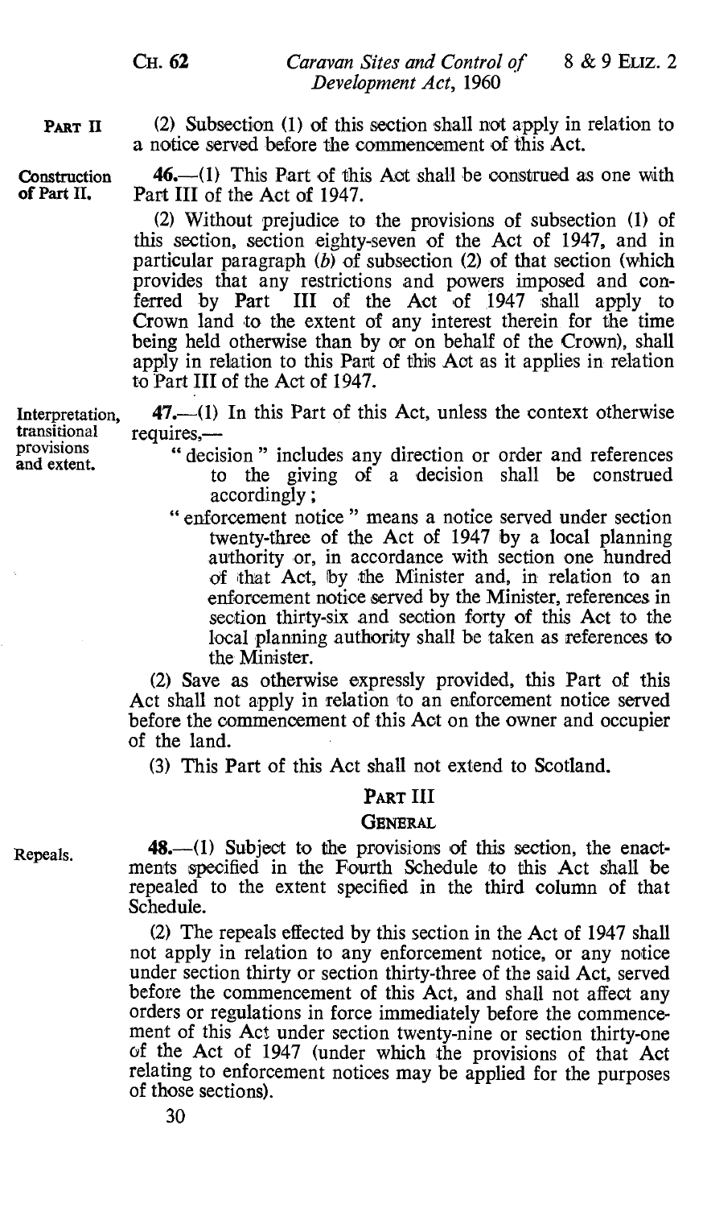(2) Subsection (1) of this section shall not apply in relation to a notice served before the commencement of this Act.

**Construction of Part II.**

**46.**—(1) This Part of this Act shall be construed as one with Part III of the Act of 1947.

(2) Without prejudice to the provisions of subsection (1) of this section, section eighty-seven of the Act of 1947, and in particular paragraph (*b*) of subsection (2) of that section (which provides that any restrictions and powers imposed and conferred by Part III of the Act of 1947 shall apply to Crown land to the extent of any interest therein for the time being held otherwise than by or on behalf of the Crown), shall apply in relation to this Part of this Act as it applies in relation to Part III of the Act of 1947.

**Interpretation, transitional provisions and extent.**

**47.**—(1) In this Part of this Act, unless the context otherwise requires,—

"decision" includes any direction or order and references to the giving of a decision shall be construed accordingly;

"enforcement notice" means a notice served under section twenty-three of the Act of 1947 by a local planning authority or, in accordance with section one hundred of that Act, by the Minister and, in relation to an enforcement notice served by the Minister, references in section thirty-six and section forty of this Act to the local planning authority shall be taken as references to the Minister.

(2) Save as otherwise expressly provided, this Part of this Act shall not apply in relation to an enforcement notice served before the commencement of this Act on the owner and occupier of the land.

(3) This Part of this Act shall not extend to Scotland.

## PART III

### GENERAL

**Repeals.**

**48.**—(1) Subject to the provisions of this section, the enactments specified in the Fourth Schedule to this Act shall be repealed to the extent specified in the third column of that Schedule.

(2) The repeals effected by this section in the Act of 1947 shall not apply in relation to any enforcement notice, or any notice under section thirty or section thirty-three of the said Act, served before the commencement of this Act, and shall not affect any orders or regulations in force immediately before the commencement of this Act under section twenty-nine or section thirty-one of the Act of 1947 (under which the provisions of that Act relating to enforcement notices may be applied for the purposes of those sections).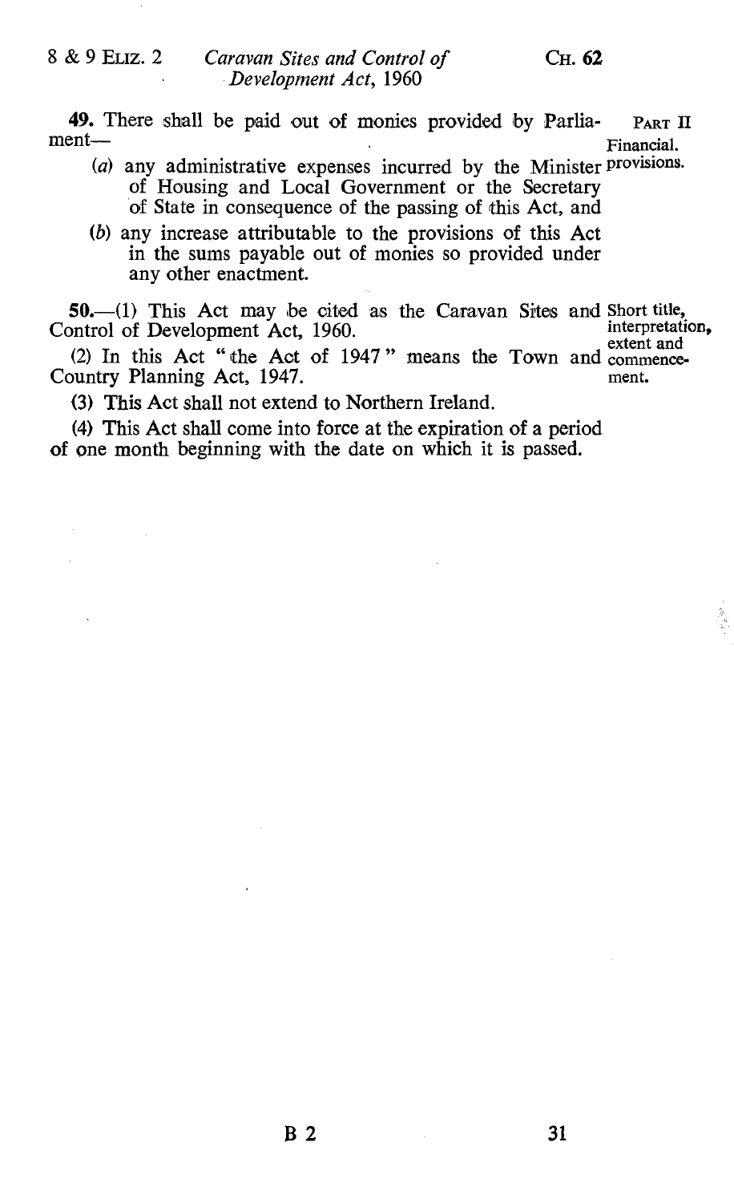**49.** There shall be paid out of monies provided by Parliament—

*Financial provisions.*

(*a*) any administrative expenses incurred by the Minister of Housing and Local Government or the Secretary of State in consequence of the passing of this Act, and

(*b*) any increase attributable to the provisions of this Act in the sums payable out of monies so provided under any other enactment.

**50.**—(1) This Act may be cited as the Caravan Sites and Control of Development Act, 1960.

*Short title, interpretation, extent and commencement.*

(2) In this Act "the Act of 1947" means the Town and Country Planning Act, 1947.

(3) This Act shall not extend to Northern Ireland.

(4) This Act shall come into force at the expiration of a period of one month beginning with the date on which it is passed.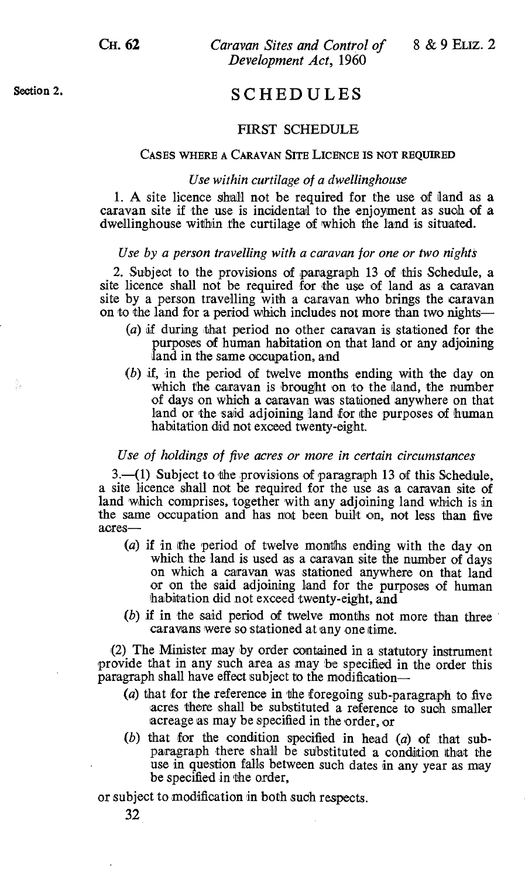Section 2.

# SCHEDULES

## FIRST SCHEDULE

### Cases where a Caravan Site Licence is not required

*Use within curtilage of a dwellinghouse*

1. A site licence shall not be required for the use of land as a caravan site if the use is incidental to the enjoyment as such of a dwellinghouse within the curtilage of which the land is situated.

*Use by a person travelling with a caravan for one or two nights*

2. Subject to the provisions of paragraph 13 of this Schedule, a site licence shall not be required for the use of land as a caravan site by a person travelling with a caravan who brings the caravan on to the land for a period which includes not more than two nights—

(a) if during that period no other caravan is stationed for the purposes of human habitation on that land or any adjoining land in the same occupation, and

(b) if, in the period of twelve months ending with the day on which the caravan is brought on to the land, the number of days on which a caravan was stationed anywhere on that land or the said adjoining land for the purposes of human habitation did not exceed twenty-eight.

*Use of holdings of five acres or more in certain circumstances*

3.—(1) Subject to the provisions of paragraph 13 of this Schedule, a site licence shall not be required for the use as a caravan site of land which comprises, together with any adjoining land which is in the same occupation and has not been built on, not less than five acres—

(a) if in the period of twelve months ending with the day on which the land is used as a caravan site the number of days on which a caravan was stationed anywhere on that land or on the said adjoining land for the purposes of human habitation did not exceed twenty-eight, and

(b) if in the said period of twelve months not more than three caravans were so stationed at any one time.

(2) The Minister may by order contained in a statutory instrument provide that in any such area as may be specified in the order this paragraph shall have effect subject to the modification—

(a) that for the reference in the foregoing sub-paragraph to five acres there shall be substituted a reference to such smaller acreage as may be specified in the order, or

(b) that for the condition specified in head (a) of that sub-paragraph there shall be substituted a condition that the use in question falls between such dates in any year as may be specified in the order,

or subject to modification in both such respects.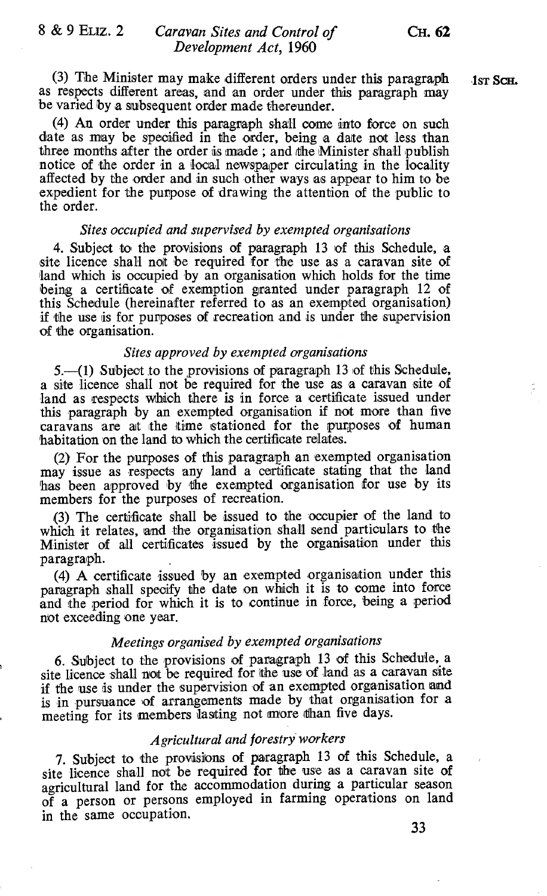(3) The Minister may make different orders under this paragraph as respects different areas, and an order under this paragraph may be varied by a subsequent order made thereunder.

(4) An order under this paragraph shall come into force on such date as may be specified in the order, being a date not less than three months after the order is made; and the Minister shall publish notice of the order in a local newspaper circulating in the locality affected by the order and in such other ways as appear to him to be expedient for the purpose of drawing the attention of the public to the order.

*Sites occupied and supervised by exempted organisations*

4. Subject to the provisions of paragraph 13 of this Schedule, a site licence shall not be required for the use as a caravan site of land which is occupied by an organisation which holds for the time being a certificate of exemption granted under paragraph 12 of this Schedule (hereinafter referred to as an exempted organisation) if the use is for purposes of recreation and is under the supervision of the organisation.

*Sites approved by exempted organisations*

5.—(1) Subject to the provisions of paragraph 13 of this Schedule, a site licence shall not be required for the use as a caravan site of land as respects which there is in force a certificate issued under this paragraph by an exempted organisation if not more than five caravans are at the time stationed for the purposes of human habitation on the land to which the certificate relates.

(2) For the purposes of this paragraph an exempted organisation may issue as respects any land a certificate stating that the land has been approved by the exempted organisation for use by its members for the purposes of recreation.

(3) The certificate shall be issued to the occupier of the land to which it relates, and the organisation shall send particulars to the Minister of all certificates issued by the organisation under this paragraph.

(4) A certificate issued by an exempted organisation under this paragraph shall specify the date on which it is to come into force and the period for which it is to continue in force, being a period not exceeding one year.

*Meetings organised by exempted organisations*

6. Subject to the provisions of paragraph 13 of this Schedule, a site licence shall not be required for the use of land as a caravan site if the use is under the supervision of an exempted organisation and is in pursuance of arrangements made by that organisation for a meeting for its members lasting not more than five days.

*Agricultural and forestry workers*

7. Subject to the provisions of paragraph 13 of this Schedule, a site licence shall not be required for the use as a caravan site of agricultural land for the accommodation during a particular season of a person or persons employed in farming operations on land in the same occupation.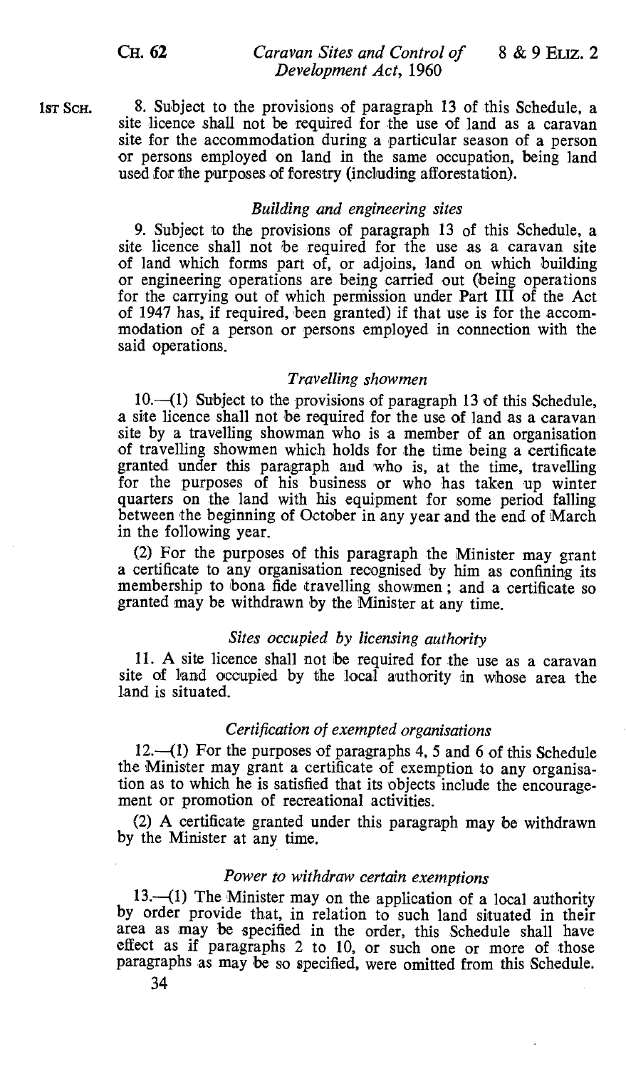8. Subject to the provisions of paragraph 13 of this Schedule, a site licence shall not be required for the use of land as a caravan site for the accommodation during a particular season of a person or persons employed on land in the same occupation, being land used for the purposes of forestry (including afforestation).

### *Building and engineering sites*

9. Subject to the provisions of paragraph 13 of this Schedule, a site licence shall not be required for the use as a caravan site of land which forms part of, or adjoins, land on which building or engineering operations are being carried out (being operations for the carrying out of which permission under Part III of the Act of 1947 has, if required, been granted) if that use is for the accommodation of a person or persons employed in connection with the said operations.

### *Travelling showmen*

10.—(1) Subject to the provisions of paragraph 13 of this Schedule, a site licence shall not be required for the use of land as a caravan site by a travelling showman who is a member of an organisation of travelling showmen which holds for the time being a certificate granted under this paragraph and who is, at the time, travelling for the purposes of his business or who has taken up winter quarters on the land with his equipment for some period falling between the beginning of October in any year and the end of March in the following year.

(2) For the purposes of this paragraph the Minister may grant a certificate to any organisation recognised by him as confining its membership to bona fide travelling showmen; and a certificate so granted may be withdrawn by the Minister at any time.

### *Sites occupied by licensing authority*

11. A site licence shall not be required for the use as a caravan site of land occupied by the local authority in whose area the land is situated.

### *Certification of exempted organisations*

12.—(1) For the purposes of paragraphs 4, 5 and 6 of this Schedule the Minister may grant a certificate of exemption to any organisation as to which he is satisfied that its objects include the encouragement or promotion of recreational activities.

(2) A certificate granted under this paragraph may be withdrawn by the Minister at any time.

### *Power to withdraw certain exemptions*

13.—(1) The Minister may on the application of a local authority by order provide that, in relation to such land situated in their area as may be specified in the order, this Schedule shall have effect as if paragraphs 2 to 10, or such one or more of those paragraphs as may be so specified, were omitted from this Schedule.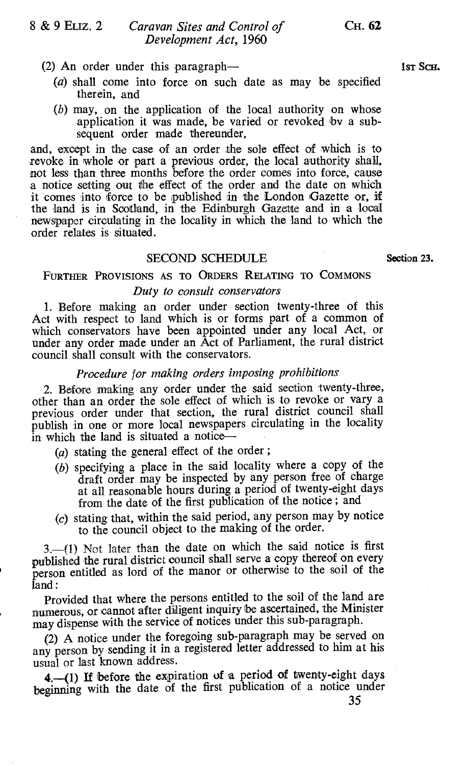(2) An order under this paragraph—

(a) shall come into force on such date as may be specified therein, and

(b) may, on the application of the local authority on whose application it was made, be varied or revoked by a subsequent order made thereunder,

and, except in the case of an order the sole effect of which is to revoke in whole or part a previous order, the local authority shall, not less than three months before the order comes into force, cause a notice setting out the effect of the order and the date on which it comes into force to be published in the London Gazette or, if the land is in Scotland, in the Edinburgh Gazette and in a local newspaper circulating in the locality in which the land to which the order relates is situated.

## SECOND SCHEDULE

Section 23.

### FURTHER PROVISIONS AS TO ORDERS RELATING TO COMMONS

*Duty to consult conservators*

1. Before making an order under section twenty-three of this Act with respect to land which is or forms part of a common of which conservators have been appointed under any local Act, or under any order made under an Act of Parliament, the rural district council shall consult with the conservators.

*Procedure for making orders imposing prohibitions*

2. Before making any order under the said section twenty-three, other than an order the sole effect of which is to revoke or vary a previous order under that section, the rural district council shall publish in one or more local newspapers circulating in the locality in which the land is situated a notice—

(a) stating the general effect of the order;

(b) specifying a place in the said locality where a copy of the draft order may be inspected by any person free of charge at all reasonable hours during a period of twenty-eight days from the date of the first publication of the notice; and

(c) stating that, within the said period, any person may by notice to the council object to the making of the order.

3.—(1) Not later than the date on which the said notice is first published the rural district council shall serve a copy thereof on every person entitled as lord of the manor or otherwise to the soil of the land:

Provided that where the persons entitled to the soil of the land are numerous, or cannot after diligent inquiry be ascertained, the Minister may dispense with the service of notices under this sub-paragraph.

(2) A notice under the foregoing sub-paragraph may be served on any person by sending it in a registered letter addressed to him at his usual or last known address.

4.—(1) If before the expiration of a period of twenty-eight days beginning with the date of the first publication of a notice under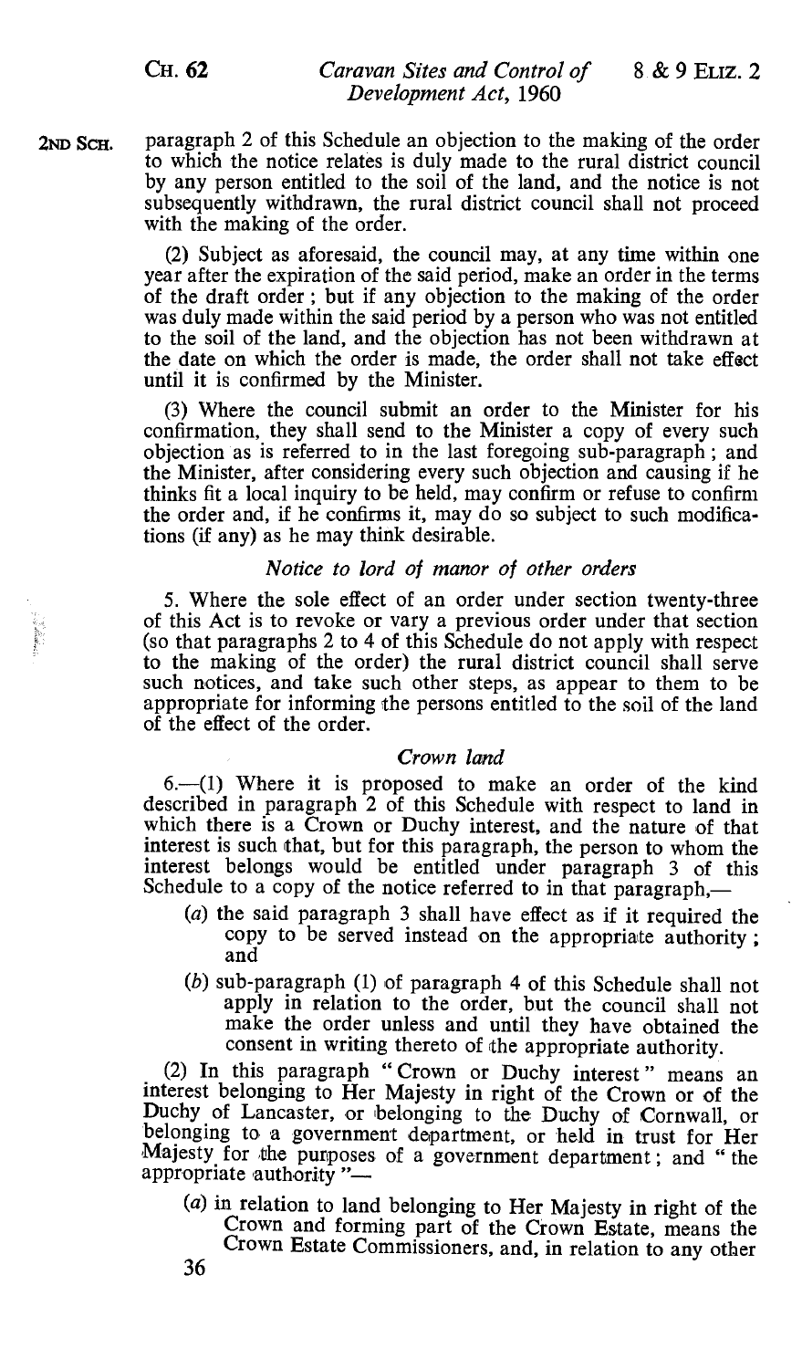2ND SCH. paragraph 2 of this Schedule an objection to the making of the order to which the notice relates is duly made to the rural district council by any person entitled to the soil of the land, and the notice is not subsequently withdrawn, the rural district council shall not proceed with the making of the order.

(2) Subject as aforesaid, the council may, at any time within one year after the expiration of the said period, make an order in the terms of the draft order; but if any objection to the making of the order was duly made within the said period by a person who was not entitled to the soil of the land, and the objection has not been withdrawn at the date on which the order is made, the order shall not take effect until it is confirmed by the Minister.

(3) Where the council submit an order to the Minister for his confirmation, they shall send to the Minister a copy of every such objection as is referred to in the last foregoing sub-paragraph; and the Minister, after considering every such objection and causing if he thinks fit a local inquiry to be held, may confirm or refuse to confirm the order and, if he confirms it, may do so subject to such modifications (if any) as he may think desirable.

*Notice to lord of manor of other orders*

5. Where the sole effect of an order under section twenty-three of this Act is to revoke or vary a previous order under that section (so that paragraphs 2 to 4 of this Schedule do not apply with respect to the making of the order) the rural district council shall serve such notices, and take such other steps, as appear to them to be appropriate for informing the persons entitled to the soil of the land of the effect of the order.

*Crown land*

6.—(1) Where it is proposed to make an order of the kind described in paragraph 2 of this Schedule with respect to land in which there is a Crown or Duchy interest, and the nature of that interest is such that, but for this paragraph, the person to whom the interest belongs would be entitled under paragraph 3 of this Schedule to a copy of the notice referred to in that paragraph,—

(*a*) the said paragraph 3 shall have effect as if it required the copy to be served instead on the appropriate authority; and

(*b*) sub-paragraph (1) of paragraph 4 of this Schedule shall not apply in relation to the order, but the council shall not make the order unless and until they have obtained the consent in writing thereto of the appropriate authority.

(2) In this paragraph "Crown or Duchy interest" means an interest belonging to Her Majesty in right of the Crown or of the Duchy of Lancaster, or belonging to the Duchy of Cornwall, or belonging to a government department, or held in trust for Her Majesty for the purposes of a government department; and "the appropriate authority"—

(*a*) in relation to land belonging to Her Majesty in right of the Crown and forming part of the Crown Estate, means the Crown Estate Commissioners, and, in relation to any other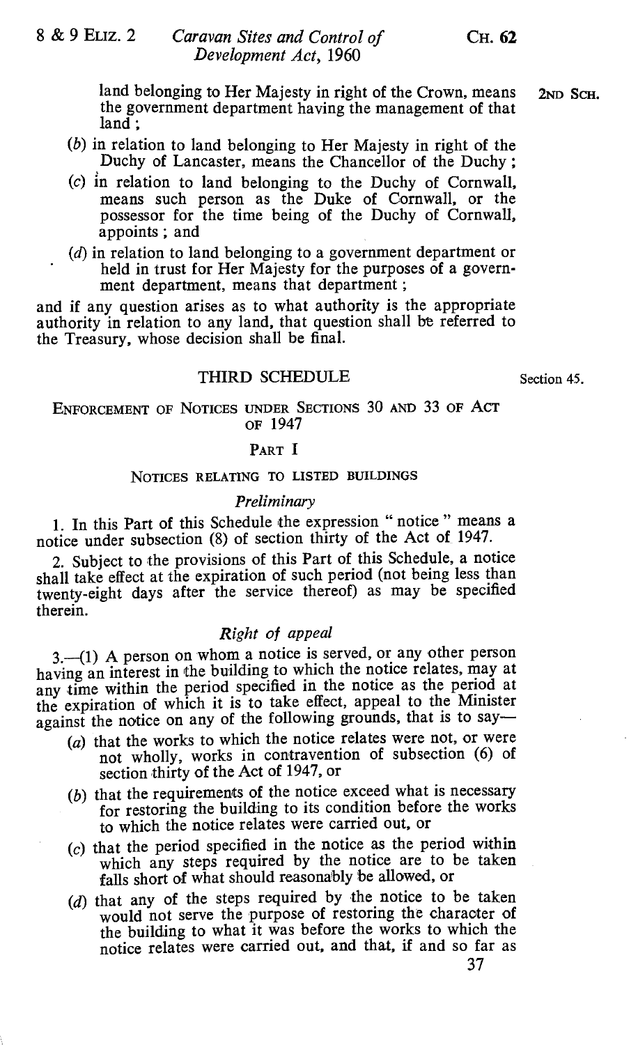land belonging to Her Majesty in right of the Crown, means the government department having the management of that land;

(b) in relation to land belonging to Her Majesty in right of the Duchy of Lancaster, means the Chancellor of the Duchy;

(c) in relation to land belonging to the Duchy of Cornwall, means such person as the Duke of Cornwall, or the possessor for the time being of the Duchy of Cornwall, appoints; and

(d) in relation to land belonging to a government department or held in trust for Her Majesty for the purposes of a government department, means that department;

and if any question arises as to what authority is the appropriate authority in relation to any land, that question shall be referred to the Treasury, whose decision shall be final.

## THIRD SCHEDULE

Section 45.

### ENFORCEMENT OF NOTICES UNDER SECTIONS 30 AND 33 OF ACT OF 1947

#### PART I

##### NOTICES RELATING TO LISTED BUILDINGS

*Preliminary*

1. In this Part of this Schedule the expression "notice" means a notice under subsection (8) of section thirty of the Act of 1947.

2. Subject to the provisions of this Part of this Schedule, a notice shall take effect at the expiration of such period (not being less than twenty-eight days after the service thereof) as may be specified therein.

*Right of appeal*

3.—(1) A person on whom a notice is served, or any other person having an interest in the building to which the notice relates, may at any time within the period specified in the notice as the period at the expiration of which it is to take effect, appeal to the Minister against the notice on any of the following grounds, that is to say—

(a) that the works to which the notice relates were not, or were not wholly, works in contravention of subsection (6) of section thirty of the Act of 1947, or

(b) that the requirements of the notice exceed what is necessary for restoring the building to its condition before the works to which the notice relates were carried out, or

(c) that the period specified in the notice as the period within which any steps required by the notice are to be taken falls short of what should reasonably be allowed, or

(d) that any of the steps required by the notice to be taken would not serve the purpose of restoring the character of the building to what it was before the works to which the notice relates were carried out, and that, if and so far as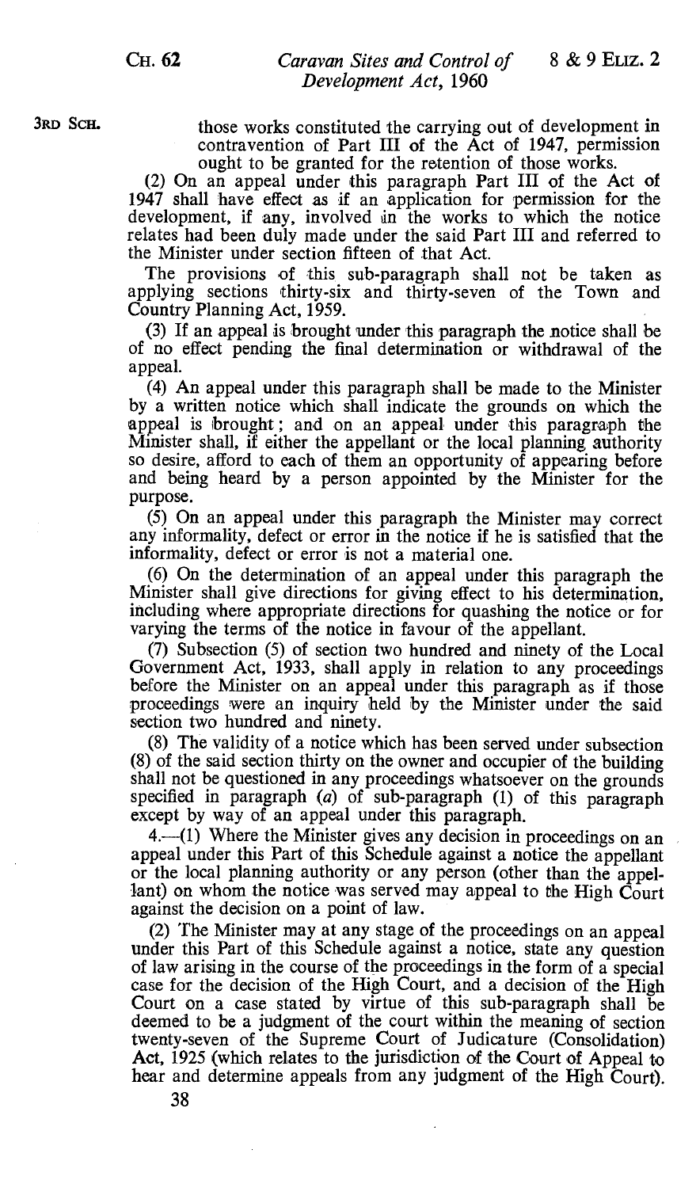those works constituted the carrying out of development in contravention of Part III of the Act of 1947, permission ought to be granted for the retention of those works.

(2) On an appeal under this paragraph Part III of the Act of 1947 shall have effect as if an application for permission for the development, if any, involved in the works to which the notice relates had been duly made under the said Part III and referred to the Minister under section fifteen of that Act.

The provisions of this sub-paragraph shall not be taken as applying sections thirty-six and thirty-seven of the Town and Country Planning Act, 1959.

(3) If an appeal is brought under this paragraph the notice shall be of no effect pending the final determination or withdrawal of the appeal.

(4) An appeal under this paragraph shall be made to the Minister by a written notice which shall indicate the grounds on which the appeal is brought; and on an appeal under this paragraph the Minister shall, if either the appellant or the local planning authority so desire, afford to each of them an opportunity of appearing before and being heard by a person appointed by the Minister for the purpose.

(5) On an appeal under this paragraph the Minister may correct any informality, defect or error in the notice if he is satisfied that the informality, defect or error is not a material one.

(6) On the determination of an appeal under this paragraph the Minister shall give directions for giving effect to his determination, including where appropriate directions for quashing the notice or for varying the terms of the notice in favour of the appellant.

(7) Subsection (5) of section two hundred and ninety of the Local Government Act, 1933, shall apply in relation to any proceedings before the Minister on an appeal under this paragraph as if those proceedings were an inquiry held by the Minister under the said section two hundred and ninety.

(8) The validity of a notice which has been served under subsection (8) of the said section thirty on the owner and occupier of the building shall not be questioned in any proceedings whatsoever on the grounds specified in paragraph (*a*) of sub-paragraph (1) of this paragraph except by way of an appeal under this paragraph.

4.—(1) Where the Minister gives any decision in proceedings on an appeal under this Part of this Schedule against a notice the appellant or the local planning authority or any person (other than the appellant) on whom the notice was served may appeal to the High Court against the decision on a point of law.

(2) The Minister may at any stage of the proceedings on an appeal under this Part of this Schedule against a notice, state any question of law arising in the course of the proceedings in the form of a special case for the decision of the High Court, and a decision of the High Court on a case stated by virtue of this sub-paragraph shall be deemed to be a judgment of the court within the meaning of section twenty-seven of the Supreme Court of Judicature (Consolidation) Act, 1925 (which relates to the jurisdiction of the Court of Appeal to hear and determine appeals from any judgment of the High Court).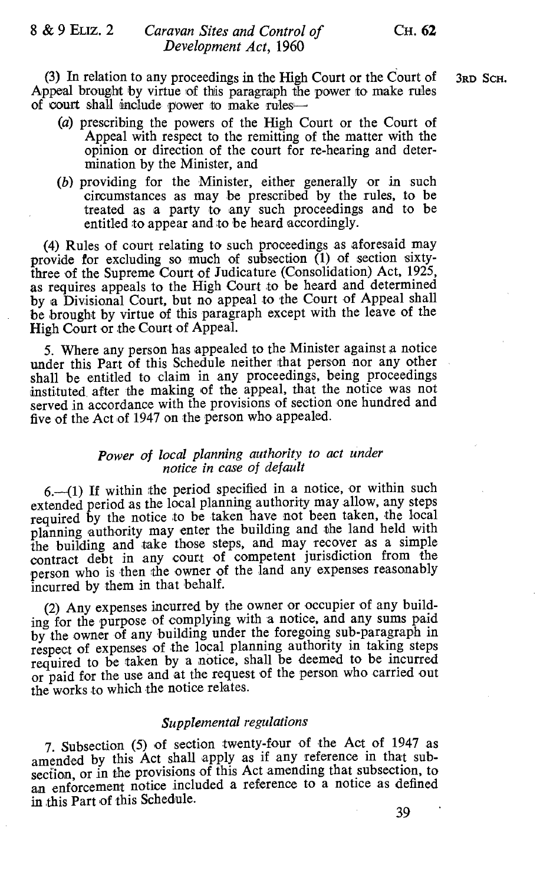(3) In relation to any proceedings in the High Court or the Court of Appeal brought by virtue of this paragraph the power to make rules of court shall include power to make rules—

(a) prescribing the powers of the High Court or the Court of Appeal with respect to the remitting of the matter with the opinion or direction of the court for re-hearing and determination by the Minister, and

(b) providing for the Minister, either generally or in such circumstances as may be prescribed by the rules, to be treated as a party to any such proceedings and to be entitled to appear and to be heard accordingly.

(4) Rules of court relating to such proceedings as aforesaid may provide for excluding so much of subsection (1) of section sixty-three of the Supreme Court of Judicature (Consolidation) Act, 1925, as requires appeals to the High Court to be heard and determined by a Divisional Court, but no appeal to the Court of Appeal shall be brought by virtue of this paragraph except with the leave of the High Court or the Court of Appeal.

5. Where any person has appealed to the Minister against a notice under this Part of this Schedule neither that person nor any other shall be entitled to claim in any proceedings, being proceedings instituted after the making of the appeal, that the notice was not served in accordance with the provisions of section one hundred and five of the Act of 1947 on the person who appealed.

*Power of local planning authority to act under notice in case of default*

6.—(1) If within the period specified in a notice, or within such extended period as the local planning authority may allow, any steps required by the notice to be taken have not been taken, the local planning authority may enter the building and the land held with the building and take those steps, and may recover as a simple contract debt in any court of competent jurisdiction from the person who is then the owner of the land any expenses reasonably incurred by them in that behalf.

(2) Any expenses incurred by the owner or occupier of any building for the purpose of complying with a notice, and any sums paid by the owner of any building under the foregoing sub-paragraph in respect of expenses of the local planning authority in taking steps required to be taken by a notice, shall be deemed to be incurred or paid for the use and at the request of the person who carried out the works to which the notice relates.

*Supplemental regulations*

7. Subsection (5) of section twenty-four of the Act of 1947 as amended by this Act shall apply as if any reference in that subsection, or in the provisions of this Act amending that subsection, to an enforcement notice included a reference to a notice as defined in this Part of this Schedule.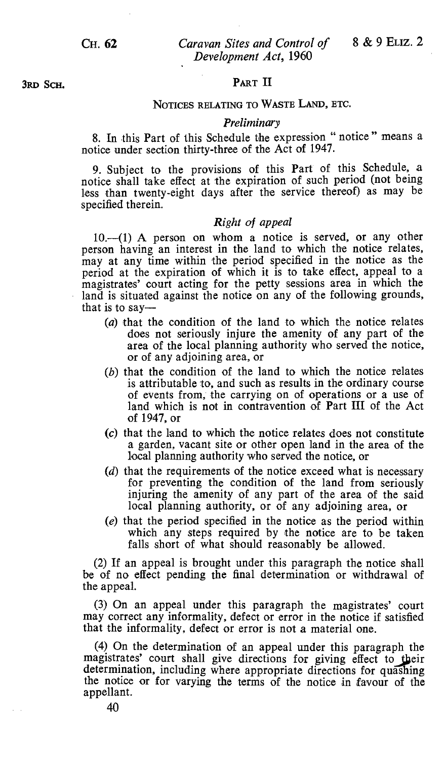## PART II

### NOTICES RELATING TO WASTE LAND, ETC.

*Preliminary*

8. In this Part of this Schedule the expression " notice " means a notice under section thirty-three of the Act of 1947.

9. Subject to the provisions of this Part of this Schedule, a notice shall take effect at the expiration of such period (not being less than twenty-eight days after the service thereof) as may be specified therein.

*Right of appeal*

10.—(1) A person on whom a notice is served, or any other person having an interest in the land to which the notice relates, may at any time within the period specified in the notice as the period at the expiration of which it is to take effect, appeal to a magistrates' court acting for the petty sessions area in which the land is situated against the notice on any of the following grounds, that is to say—

(*a*) that the condition of the land to which the notice relates does not seriously injure the amenity of any part of the area of the local planning authority who served the notice, or of any adjoining area, or

(*b*) that the condition of the land to which the notice relates is attributable to, and such as results in the ordinary course of events from, the carrying on of operations or a use of land which is not in contravention of Part III of the Act of 1947, or

(*c*) that the land to which the notice relates does not constitute a garden, vacant site or other open land in the area of the local planning authority who served the notice, or

(*d*) that the requirements of the notice exceed what is necessary for preventing the condition of the land from seriously injuring the amenity of any part of the area of the said local planning authority, or of any adjoining area, or

(*e*) that the period specified in the notice as the period within which any steps required by the notice are to be taken falls short of what should reasonably be allowed.

(2) If an appeal is brought under this paragraph the notice shall be of no effect pending the final determination or withdrawal of the appeal.

(3) On an appeal under this paragraph the magistrates' court may correct any informality, defect or error in the notice if satisfied that the informality, defect or error is not a material one.

(4) On the determination of an appeal under this paragraph the magistrates' court shall give directions for giving effect to their determination, including where appropriate directions for quashing the notice or for varying the terms of the notice in favour of the appellant.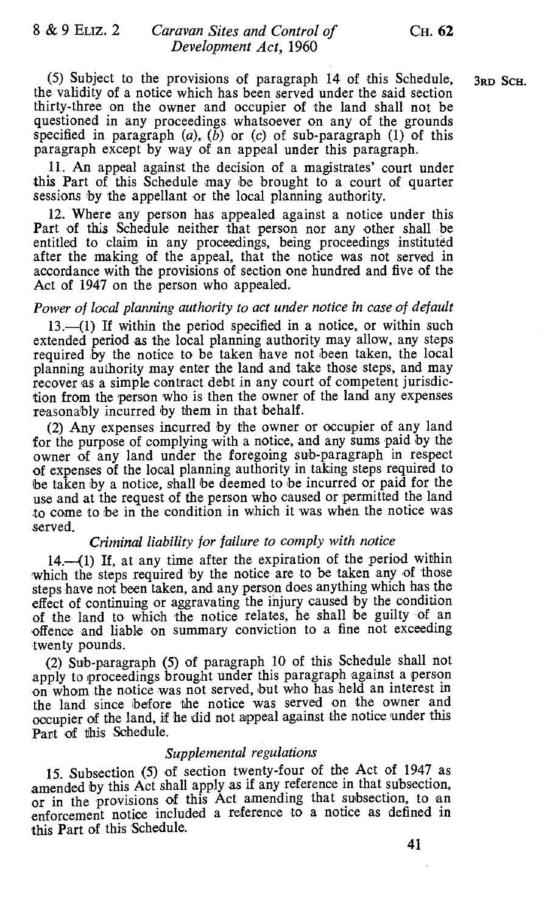(5) Subject to the provisions of paragraph 14 of this Schedule, the validity of a notice which has been served under the said section thirty-three on the owner and occupier of the land shall not be questioned in any proceedings whatsoever on any of the grounds specified in paragraph (*a*), (*b*) or (*c*) of sub-paragraph (1) of this paragraph except by way of an appeal under this paragraph.

11. An appeal against the decision of a magistrates' court under this Part of this Schedule may be brought to a court of quarter sessions by the appellant or the local planning authority.

12. Where any person has appealed against a notice under this Part of this Schedule neither that person nor any other shall be entitled to claim in any proceedings, being proceedings instituted after the making of the appeal, that the notice was not served in accordance with the provisions of section one hundred and five of the Act of 1947 on the person who appealed.

*Power of local planning authority to act under notice in case of default*

13.—(1) If within the period specified in a notice, or within such extended period as the local planning authority may allow, any steps required by the notice to be taken have not been taken, the local planning authority may enter the land and take those steps, and may recover as a simple contract debt in any court of competent jurisdiction from the person who is then the owner of the land any expenses reasonably incurred by them in that behalf.

(2) Any expenses incurred by the owner or occupier of any land for the purpose of complying with a notice, and any sums paid by the owner of any land under the foregoing sub-paragraph in respect of expenses of the local planning authority in taking steps required to be taken by a notice, shall be deemed to be incurred or paid for the use and at the request of the person who caused or permitted the land to come to be in the condition in which it was when the notice was served.

*Criminal liability for failure to comply with notice*

14.—(1) If, at any time after the expiration of the period within which the steps required by the notice are to be taken any of those steps have not been taken, and any person does anything which has the effect of continuing or aggravating the injury caused by the condition of the land to which the notice relates, he shall be guilty of an offence and liable on summary conviction to a fine not exceeding twenty pounds.

(2) Sub-paragraph (5) of paragraph 10 of this Schedule shall not apply to proceedings brought under this paragraph against a person on whom the notice was not served, but who has held an interest in the land since before the notice was served on the owner and occupier of the land, if he did not appeal against the notice under this Part of this Schedule.

*Supplemental regulations*

15. Subsection (5) of section twenty-four of the Act of 1947 as amended by this Act shall apply as if any reference in that subsection, or in the provisions of this Act amending that subsection, to an enforcement notice included a reference to a notice as defined in this Part of this Schedule.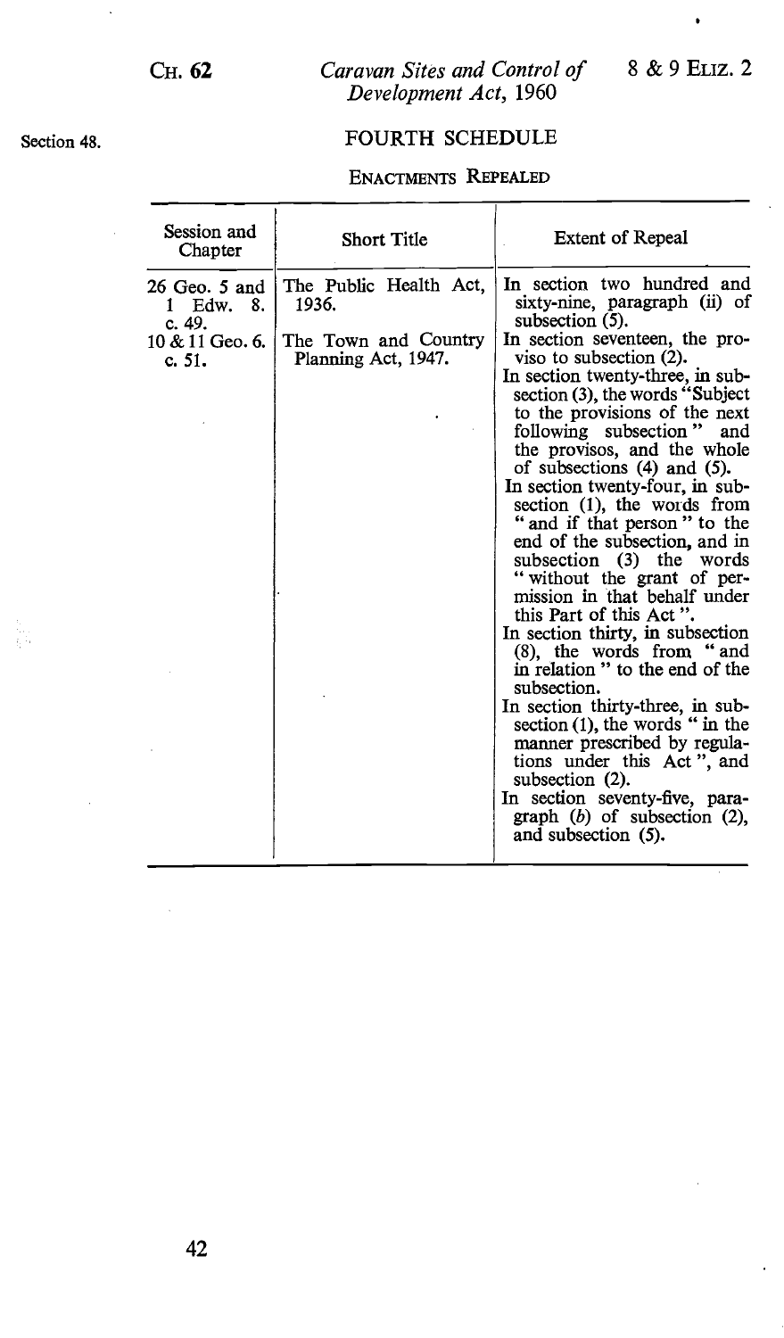Section 48.

## FOURTH SCHEDULE

### ENACTMENTS REPEALED

| Session and Chapter | Short Title | Extent of Repeal |
|---|---|---|
| 26 Geo. 5 and 1 Edw. 8. c. 49. | The Public Health Act, 1936. | In section two hundred and sixty-nine, paragraph (ii) of subsection (5). |
| 10 & 11 Geo. 6. c. 51. | The Town and Country Planning Act, 1947. | In section seventeen, the proviso to subsection (2).<br>In section twenty-three, in subsection (3), the words "Subject to the provisions of the next following subsection" and the provisos, and the whole of subsections (4) and (5).<br>In section twenty-four, in subsection (1), the words from "and if that person" to the end of the subsection, and in subsection (3) the words "without the grant of permission in that behalf under this Part of this Act".<br>In section thirty, in subsection (8), the words from "and in relation" to the end of the subsection.<br>In section thirty-three, in subsection (1), the words "in the manner prescribed by regulations under this Act", and subsection (2).<br>In section seventy-five, paragraph (*b*) of subsection (2), and subsection (5). |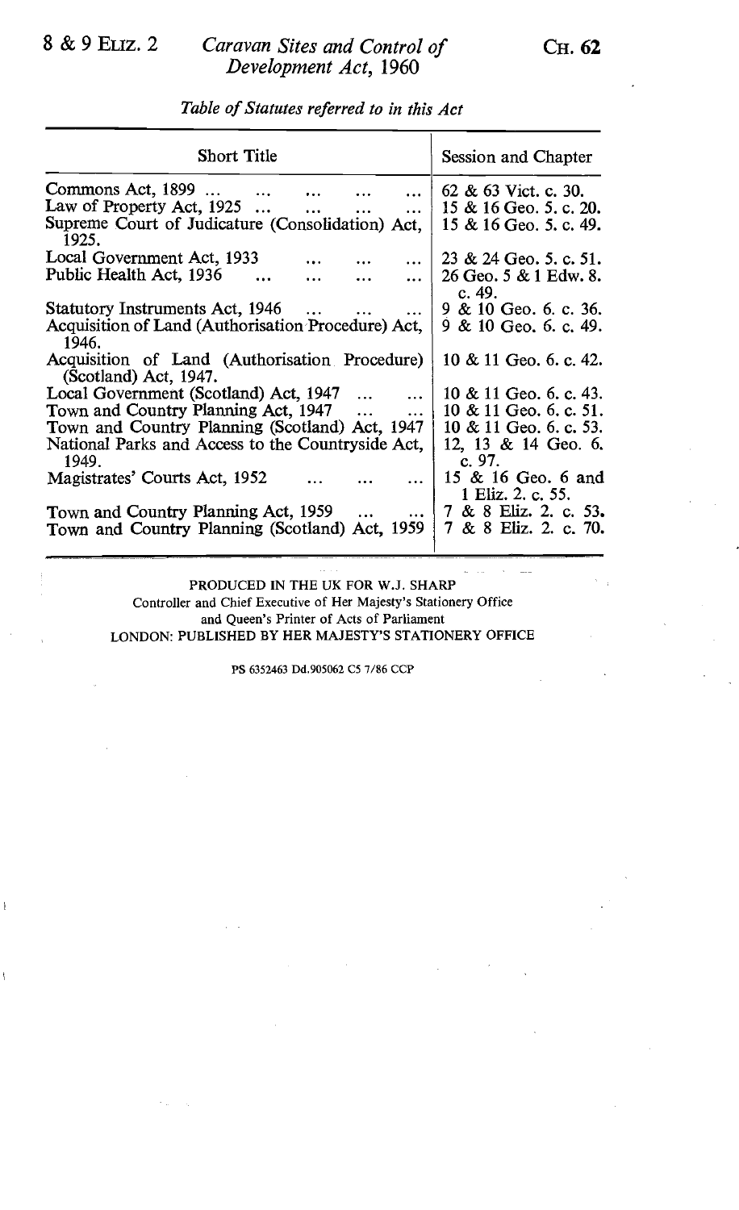*Table of Statutes referred to in this Act*

| Short Title | Session and Chapter |
|---|---|
| Commons Act, 1899 ... ... ... ... ... | 62 & 63 Vict. c. 30. |
| Law of Property Act, 1925 ... ... ... ... | 15 & 16 Geo. 5. c. 20. |
| Supreme Court of Judicature (Consolidation) Act, 1925. | 15 & 16 Geo. 5. c. 49. |
| Local Government Act, 1933 ... ... ... | 23 & 24 Geo. 5. c. 51. |
| Public Health Act, 1936 ... ... ... ... | 26 Geo. 5 & 1 Edw. 8. c. 49. |
| Statutory Instruments Act, 1946 ... ... ... | 9 & 10 Geo. 6. c. 36. |
| Acquisition of Land (Authorisation Procedure) Act, 1946. | 9 & 10 Geo. 6. c. 49. |
| Acquisition of Land (Authorisation Procedure) (Scotland) Act, 1947. | 10 & 11 Geo. 6. c. 42. |
| Local Government (Scotland) Act, 1947 ... ... | 10 & 11 Geo. 6. c. 43. |
| Town and Country Planning Act, 1947 ... ... | 10 & 11 Geo. 6. c. 51. |
| Town and Country Planning (Scotland) Act, 1947 | 10 & 11 Geo. 6. c. 53. |
| National Parks and Access to the Countryside Act, 1949. | 12, 13 & 14 Geo. 6. c. 97. |
| Magistrates' Courts Act, 1952 ... ... ... | 15 & 16 Geo. 6 and 1 Eliz. 2. c. 55. |
| Town and Country Planning Act, 1959 ... ... | 7 & 8 Eliz. 2. c. 53. |
| Town and Country Planning (Scotland) Act, 1959 | 7 & 8 Eliz. 2. c. 70. |

PRODUCED IN THE UK FOR W.J. SHARP
Controller and Chief Executive of Her Majesty's Stationery Office
and Queen's Printer of Acts of Parliament
LONDON: PUBLISHED BY HER MAJESTY'S STATIONERY OFFICE

PS 6352463 Dd.905062 C5 7/86 CCP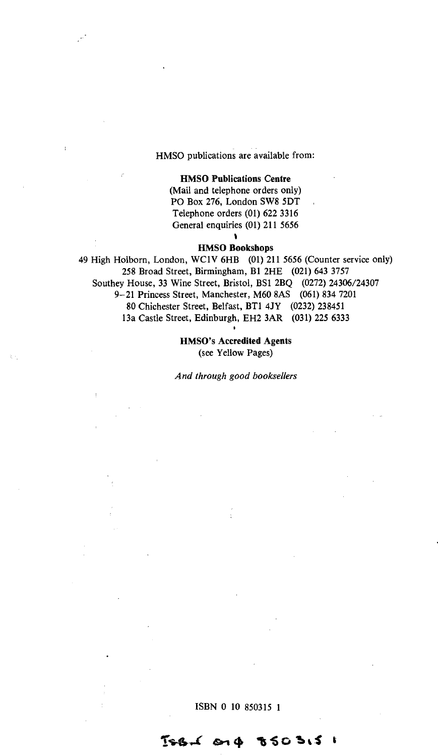HMSO publications are available from:

**HMSO Publications Centre**
(Mail and telephone orders only)
PO Box 276, London SW8 5DT
Telephone orders (01) 622 3316
General enquiries (01) 211 5656

**HMSO Bookshops**
49 High Holborn, London, WC1V 6HB (01) 211 5656 (Counter service only)
258 Broad Street, Birmingham, B1 2HE (021) 643 3757
Southey House, 33 Wine Street, Bristol, BS1 2BQ (0272) 24306/24307
9–21 Princess Street, Manchester, M60 8AS (061) 834 7201
80 Chichester Street, Belfast, BT1 4JY (0232) 238451
13a Castle Street, Edinburgh, EH2 3AR (031) 225 6333

**HMSO's Accredited Agents**
(see Yellow Pages)

*And through good booksellers*

ISBN 0 10 850315 1